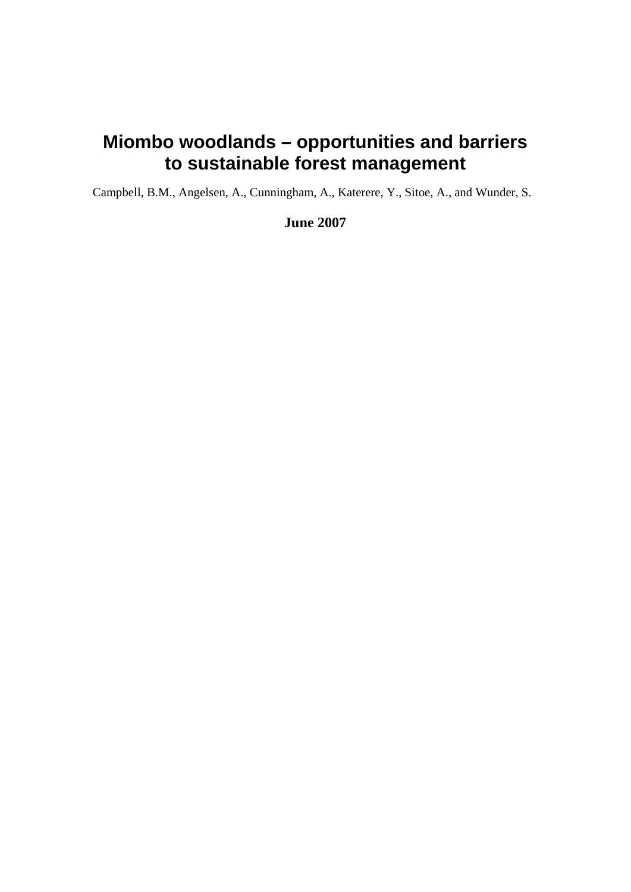# Miombo woodlands – opportunities and barriers to sustainable forest management

Campbell, B.M., Angelsen, A., Cunningham, A., Katerere, Y., Sitoe, A., and Wunder, S.

**June 2007**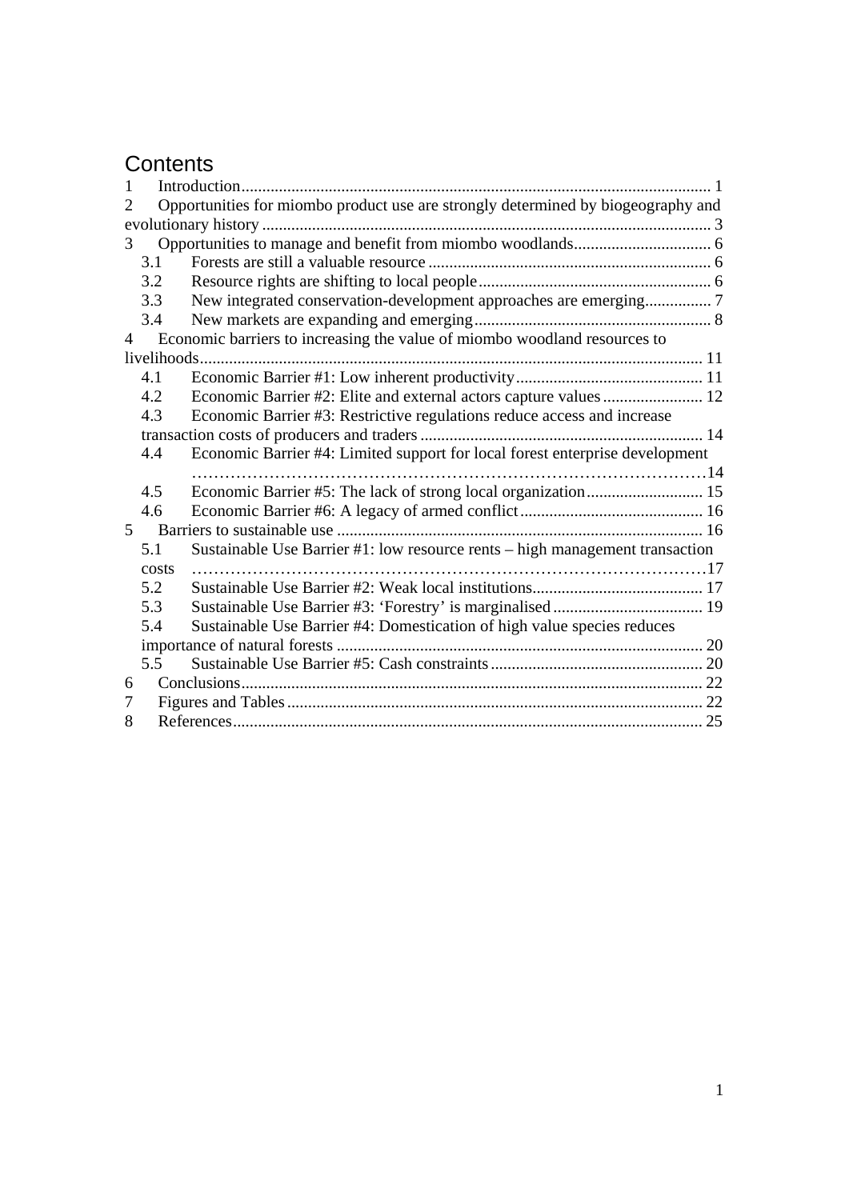# Contents

1 Introduction .......... 1

2 Opportunities for miombo product use are strongly determined by biogeography and evolutionary history .......... 3

3 Opportunities to manage and benefit from miombo woodlands .......... 6

- 3.1 Forests are still a valuable resource .......... 6
- 3.2 Resource rights are shifting to local people .......... 6
- 3.3 New integrated conservation-development approaches are emerging .......... 7
- 3.4 New markets are expanding and emerging .......... 8

4 Economic barriers to increasing the value of miombo woodland resources to livelihoods .......... 11

- 4.1 Economic Barrier #1: Low inherent productivity .......... 11
- 4.2 Economic Barrier #2: Elite and external actors capture values .......... 12
- 4.3 Economic Barrier #3: Restrictive regulations reduce access and increase transaction costs of producers and traders .......... 14
- 4.4 Economic Barrier #4: Limited support for local forest enterprise development .......... 14
- 4.5 Economic Barrier #5: The lack of strong local organization .......... 15
- 4.6 Economic Barrier #6: A legacy of armed conflict .......... 16

5 Barriers to sustainable use .......... 16

- 5.1 Sustainable Use Barrier #1: low resource rents – high management transaction costs .......... 17
- 5.2 Sustainable Use Barrier #2: Weak local institutions .......... 17
- 5.3 Sustainable Use Barrier #3: 'Forestry' is marginalised .......... 19
- 5.4 Sustainable Use Barrier #4: Domestication of high value species reduces importance of natural forests .......... 20
- 5.5 Sustainable Use Barrier #5: Cash constraints .......... 20

6 Conclusions .......... 22

7 Figures and Tables .......... 22

8 References .......... 25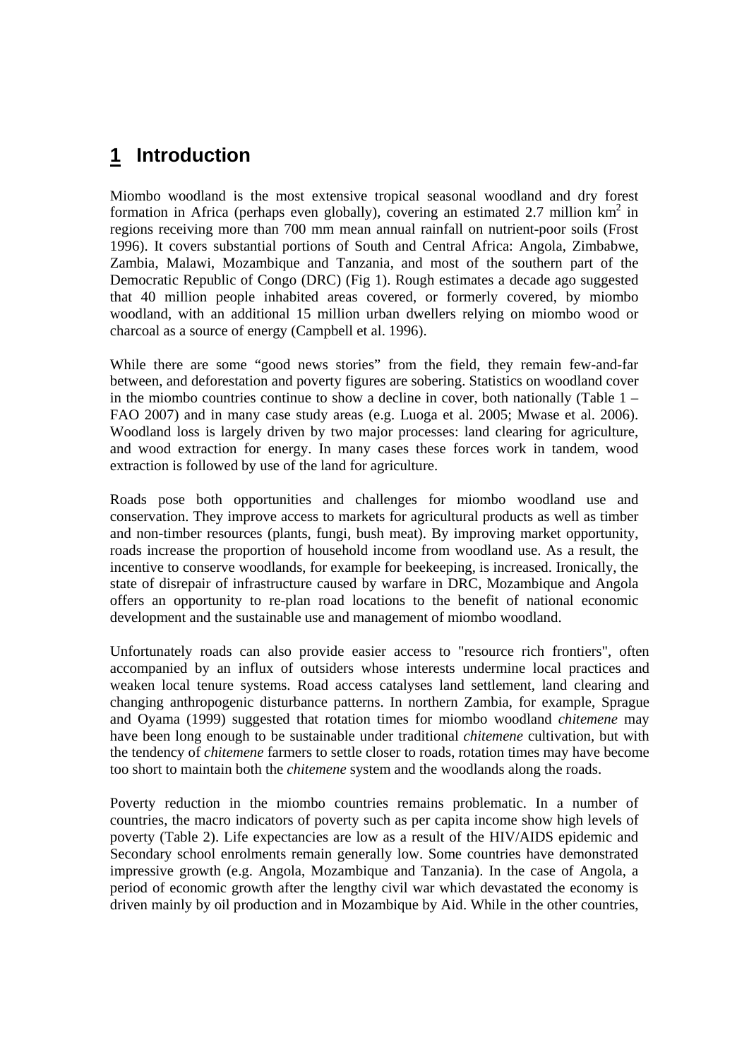# 1 Introduction

Miombo woodland is the most extensive tropical seasonal woodland and dry forest formation in Africa (perhaps even globally), covering an estimated 2.7 million km$^2$ in regions receiving more than 700 mm mean annual rainfall on nutrient-poor soils (Frost 1996). It covers substantial portions of South and Central Africa: Angola, Zimbabwe, Zambia, Malawi, Mozambique and Tanzania, and most of the southern part of the Democratic Republic of Congo (DRC) (Fig 1). Rough estimates a decade ago suggested that 40 million people inhabited areas covered, or formerly covered, by miombo woodland, with an additional 15 million urban dwellers relying on miombo wood or charcoal as a source of energy (Campbell et al. 1996).

While there are some "good news stories" from the field, they remain few-and-far between, and deforestation and poverty figures are sobering. Statistics on woodland cover in the miombo countries continue to show a decline in cover, both nationally (Table 1 – FAO 2007) and in many case study areas (e.g. Luoga et al. 2005; Mwase et al. 2006). Woodland loss is largely driven by two major processes: land clearing for agriculture, and wood extraction for energy. In many cases these forces work in tandem, wood extraction is followed by use of the land for agriculture.

Roads pose both opportunities and challenges for miombo woodland use and conservation. They improve access to markets for agricultural products as well as timber and non-timber resources (plants, fungi, bush meat). By improving market opportunity, roads increase the proportion of household income from woodland use. As a result, the incentive to conserve woodlands, for example for beekeeping, is increased. Ironically, the state of disrepair of infrastructure caused by warfare in DRC, Mozambique and Angola offers an opportunity to re-plan road locations to the benefit of national economic development and the sustainable use and management of miombo woodland.

Unfortunately roads can also provide easier access to "resource rich frontiers", often accompanied by an influx of outsiders whose interests undermine local practices and weaken local tenure systems. Road access catalyses land settlement, land clearing and changing anthropogenic disturbance patterns. In northern Zambia, for example, Sprague and Oyama (1999) suggested that rotation times for miombo woodland *chitemene* may have been long enough to be sustainable under traditional *chitemene* cultivation, but with the tendency of *chitemene* farmers to settle closer to roads, rotation times may have become too short to maintain both the *chitemene* system and the woodlands along the roads.

Poverty reduction in the miombo countries remains problematic. In a number of countries, the macro indicators of poverty such as per capita income show high levels of poverty (Table 2). Life expectancies are low as a result of the HIV/AIDS epidemic and Secondary school enrolments remain generally low. Some countries have demonstrated impressive growth (e.g. Angola, Mozambique and Tanzania). In the case of Angola, a period of economic growth after the lengthy civil war which devastated the economy is driven mainly by oil production and in Mozambique by Aid. While in the other countries,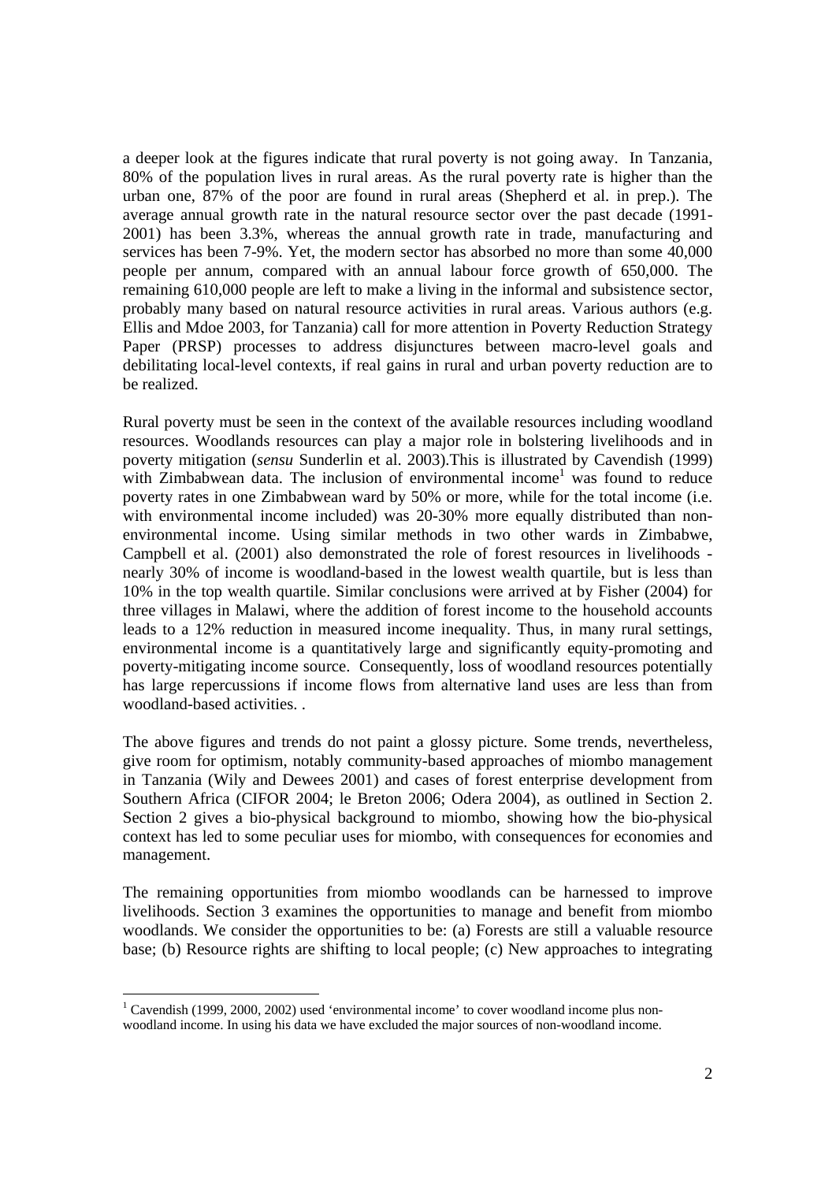a deeper look at the figures indicate that rural poverty is not going away. In Tanzania, 80% of the population lives in rural areas. As the rural poverty rate is higher than the urban one, 87% of the poor are found in rural areas (Shepherd et al. in prep.). The average annual growth rate in the natural resource sector over the past decade (1991-2001) has been 3.3%, whereas the annual growth rate in trade, manufacturing and services has been 7-9%. Yet, the modern sector has absorbed no more than some 40,000 people per annum, compared with an annual labour force growth of 650,000. The remaining 610,000 people are left to make a living in the informal and subsistence sector, probably many based on natural resource activities in rural areas. Various authors (e.g. Ellis and Mdoe 2003, for Tanzania) call for more attention in Poverty Reduction Strategy Paper (PRSP) processes to address disjunctures between macro-level goals and debilitating local-level contexts, if real gains in rural and urban poverty reduction are to be realized.

Rural poverty must be seen in the context of the available resources including woodland resources. Woodlands resources can play a major role in bolstering livelihoods and in poverty mitigation (*sensu* Sunderlin et al. 2003).This is illustrated by Cavendish (1999) with Zimbabwean data. The inclusion of environmental income[1] was found to reduce poverty rates in one Zimbabwean ward by 50% or more, while for the total income (i.e. with environmental income included) was 20-30% more equally distributed than non-environmental income. Using similar methods in two other wards in Zimbabwe, Campbell et al. (2001) also demonstrated the role of forest resources in livelihoods - nearly 30% of income is woodland-based in the lowest wealth quartile, but is less than 10% in the top wealth quartile. Similar conclusions were arrived at by Fisher (2004) for three villages in Malawi, where the addition of forest income to the household accounts leads to a 12% reduction in measured income inequality. Thus, in many rural settings, environmental income is a quantitatively large and significantly equity-promoting and poverty-mitigating income source. Consequently, loss of woodland resources potentially has large repercussions if income flows from alternative land uses are less than from woodland-based activities. .

The above figures and trends do not paint a glossy picture. Some trends, nevertheless, give room for optimism, notably community-based approaches of miombo management in Tanzania (Wily and Dewees 2001) and cases of forest enterprise development from Southern Africa (CIFOR 2004; le Breton 2006; Odera 2004), as outlined in Section 2. Section 2 gives a bio-physical background to miombo, showing how the bio-physical context has led to some peculiar uses for miombo, with consequences for economies and management.

The remaining opportunities from miombo woodlands can be harnessed to improve livelihoods. Section 3 examines the opportunities to manage and benefit from miombo woodlands. We consider the opportunities to be: (a) Forests are still a valuable resource base; (b) Resource rights are shifting to local people; (c) New approaches to integrating

[1] Cavendish (1999, 2000, 2002) used 'environmental income' to cover woodland income plus non-woodland income. In using his data we have excluded the major sources of non-woodland income.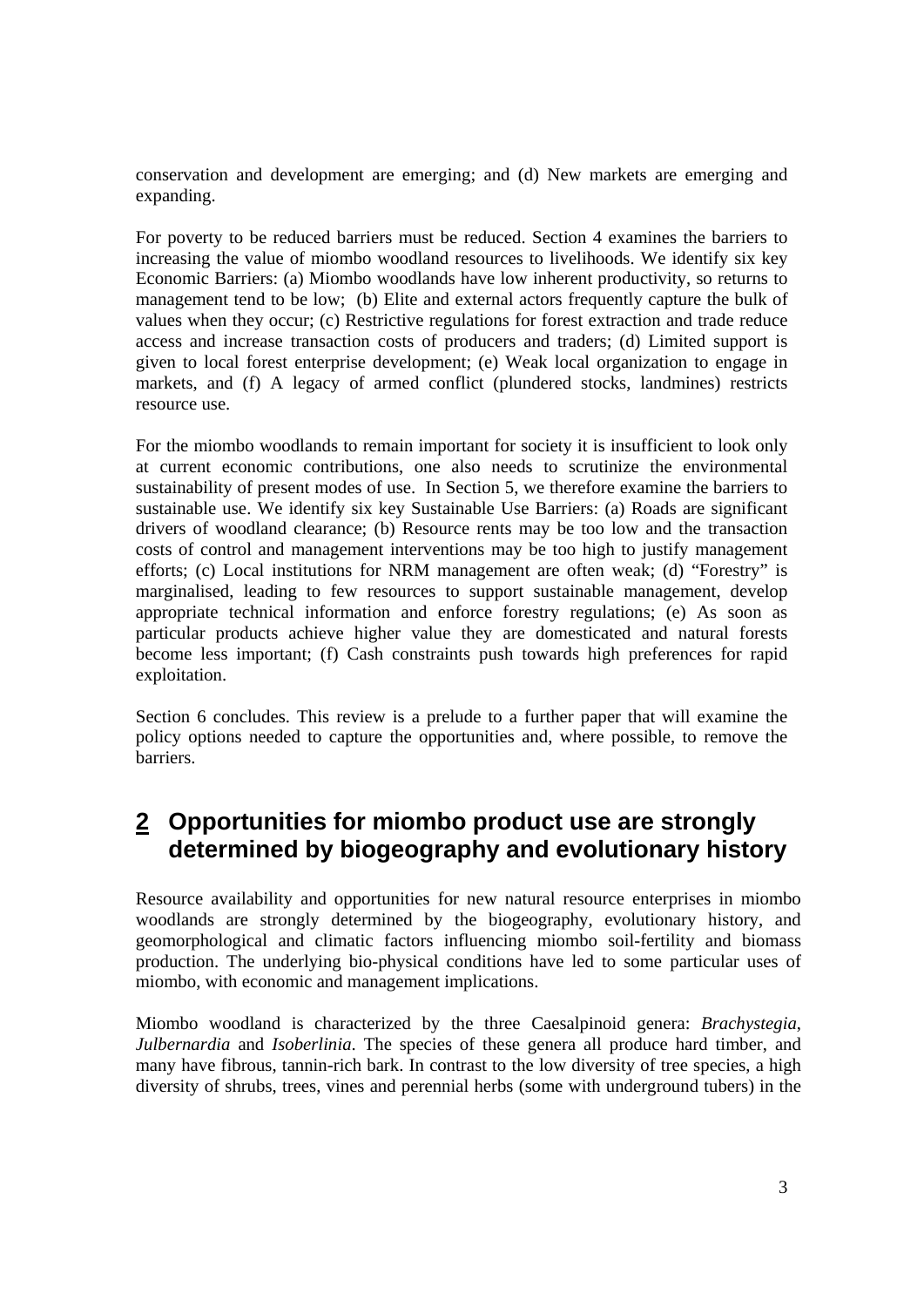conservation and development are emerging; and (d) New markets are emerging and expanding.

For poverty to be reduced barriers must be reduced. Section 4 examines the barriers to increasing the value of miombo woodland resources to livelihoods. We identify six key Economic Barriers: (a) Miombo woodlands have low inherent productivity, so returns to management tend to be low; (b) Elite and external actors frequently capture the bulk of values when they occur; (c) Restrictive regulations for forest extraction and trade reduce access and increase transaction costs of producers and traders; (d) Limited support is given to local forest enterprise development; (e) Weak local organization to engage in markets, and (f) A legacy of armed conflict (plundered stocks, landmines) restricts resource use.

For the miombo woodlands to remain important for society it is insufficient to look only at current economic contributions, one also needs to scrutinize the environmental sustainability of present modes of use. In Section 5, we therefore examine the barriers to sustainable use. We identify six key Sustainable Use Barriers: (a) Roads are significant drivers of woodland clearance; (b) Resource rents may be too low and the transaction costs of control and management interventions may be too high to justify management efforts; (c) Local institutions for NRM management are often weak; (d) "Forestry" is marginalised, leading to few resources to support sustainable management, develop appropriate technical information and enforce forestry regulations; (e) As soon as particular products achieve higher value they are domesticated and natural forests become less important; (f) Cash constraints push towards high preferences for rapid exploitation.

Section 6 concludes. This review is a prelude to a further paper that will examine the policy options needed to capture the opportunities and, where possible, to remove the barriers.

# 2 Opportunities for miombo product use are strongly determined by biogeography and evolutionary history

Resource availability and opportunities for new natural resource enterprises in miombo woodlands are strongly determined by the biogeography, evolutionary history, and geomorphological and climatic factors influencing miombo soil-fertility and biomass production. The underlying bio-physical conditions have led to some particular uses of miombo, with economic and management implications.

Miombo woodland is characterized by the three Caesalpinoid genera: *Brachystegia*, *Julbernardia* and *Isoberlinia*. The species of these genera all produce hard timber, and many have fibrous, tannin-rich bark. In contrast to the low diversity of tree species, a high diversity of shrubs, trees, vines and perennial herbs (some with underground tubers) in the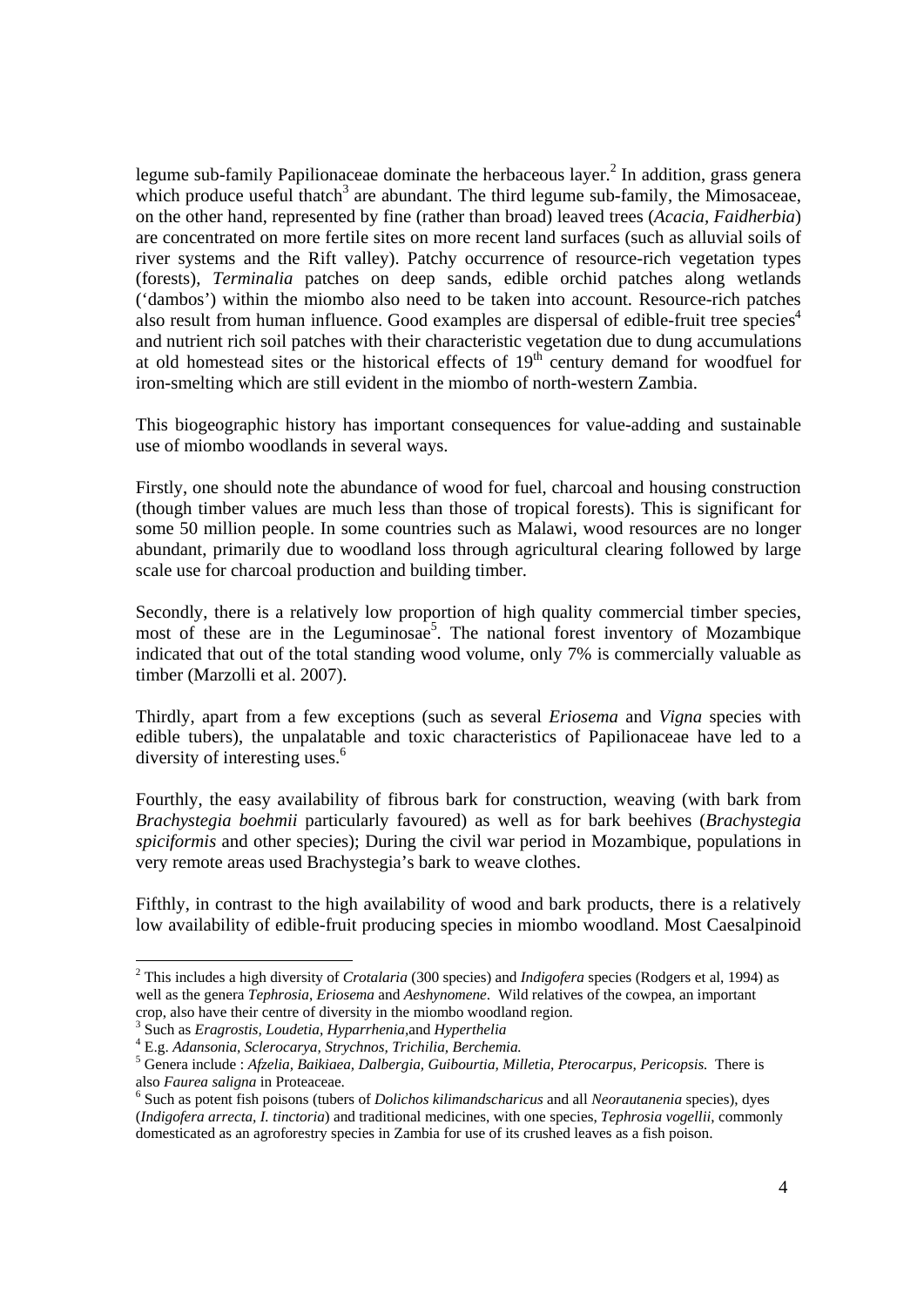legume sub-family Papilionaceae dominate the herbaceous layer.[2] In addition, grass genera which produce useful thatch[3] are abundant. The third legume sub-family, the Mimosaceae, on the other hand, represented by fine (rather than broad) leaved trees (*Acacia*, *Faidherbia*) are concentrated on more fertile sites on more recent land surfaces (such as alluvial soils of river systems and the Rift valley). Patchy occurrence of resource-rich vegetation types (forests), *Terminalia* patches on deep sands, edible orchid patches along wetlands ('dambos') within the miombo also need to be taken into account. Resource-rich patches also result from human influence. Good examples are dispersal of edible-fruit tree species[4] and nutrient rich soil patches with their characteristic vegetation due to dung accumulations at old homestead sites or the historical effects of 19th century demand for woodfuel for iron-smelting which are still evident in the miombo of north-western Zambia.

This biogeographic history has important consequences for value-adding and sustainable use of miombo woodlands in several ways.

Firstly, one should note the abundance of wood for fuel, charcoal and housing construction (though timber values are much less than those of tropical forests). This is significant for some 50 million people. In some countries such as Malawi, wood resources are no longer abundant, primarily due to woodland loss through agricultural clearing followed by large scale use for charcoal production and building timber.

Secondly, there is a relatively low proportion of high quality commercial timber species, most of these are in the Leguminosae[5]. The national forest inventory of Mozambique indicated that out of the total standing wood volume, only 7% is commercially valuable as timber (Marzolli et al. 2007).

Thirdly, apart from a few exceptions (such as several *Eriosema* and *Vigna* species with edible tubers), the unpalatable and toxic characteristics of Papilionaceae have led to a diversity of interesting uses.[6]

Fourthly, the easy availability of fibrous bark for construction, weaving (with bark from *Brachystegia boehmii* particularly favoured) as well as for bark beehives (*Brachystegia spiciformis* and other species); During the civil war period in Mozambique, populations in very remote areas used Brachystegia's bark to weave clothes.

Fifthly, in contrast to the high availability of wood and bark products, there is a relatively low availability of edible-fruit producing species in miombo woodland. Most Caesalpinoid

---

[2] This includes a high diversity of *Crotalaria* (300 species) and *Indigofera* species (Rodgers et al, 1994) as well as the genera *Tephrosia*, *Eriosema* and *Aeshynomene*. Wild relatives of the cowpea, an important crop, also have their centre of diversity in the miombo woodland region.

[3] Such as *Eragrostis, Loudetia, Hyparrhenia,*and *Hyperthelia*

[4] E.g. *Adansonia, Sclerocarya, Strychnos, Trichilia, Berchemia.*

[5] Genera include : *Afzelia, Baikiaea, Dalbergia, Guibourtia, Milletia, Pterocarpus, Pericopsis.* There is also *Faurea saligna* in Proteaceae.

[6] Such as potent fish poisons (tubers of *Dolichos kilimandscharicus* and all *Neorautanenia* species), dyes (*Indigofera arrecta, I. tinctoria*) and traditional medicines, with one species, *Tephrosia vogellii*, commonly domesticated as an agroforestry species in Zambia for use of its crushed leaves as a fish poison.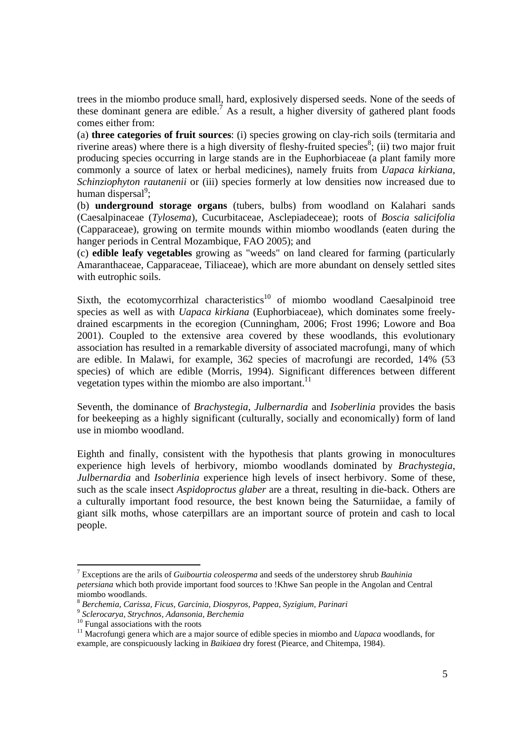trees in the miombo produce small, hard, explosively dispersed seeds. None of the seeds of these dominant genera are edible.[7] As a result, a higher diversity of gathered plant foods comes either from:

(a) **three categories of fruit sources**: (i) species growing on clay-rich soils (termitaria and riverine areas) where there is a high diversity of fleshy-fruited species[8]; (ii) two major fruit producing species occurring in large stands are in the Euphorbiaceae (a plant family more commonly a source of latex or herbal medicines), namely fruits from *Uapaca kirkiana*, *Schinziophyton rautanenii* or (iii) species formerly at low densities now increased due to human dispersal[9];

(b) **underground storage organs** (tubers, bulbs) from woodland on Kalahari sands (Caesalpinaceae (*Tylosema*), Cucurbitaceae, Asclepiadeceae); roots of *Boscia salicifolia* (Capparaceae), growing on termite mounds within miombo woodlands (eaten during the hanger periods in Central Mozambique, FAO 2005); and

(c) **edible leafy vegetables** growing as "weeds" on land cleared for farming (particularly Amaranthaceae, Capparaceae, Tiliaceae), which are more abundant on densely settled sites with eutrophic soils.

Sixth, the ecotomycorrhizal characteristics[10] of miombo woodland Caesalpinoid tree species as well as with *Uapaca kirkiana* (Euphorbiaceae), which dominates some freely-drained escarpments in the ecoregion (Cunningham, 2006; Frost 1996; Lowore and Boa 2001). Coupled to the extensive area covered by these woodlands, this evolutionary association has resulted in a remarkable diversity of associated macrofungi, many of which are edible. In Malawi, for example, 362 species of macrofungi are recorded, 14% (53 species) of which are edible (Morris, 1994). Significant differences between different vegetation types within the miombo are also important.[11]

Seventh, the dominance of *Brachystegia*, *Julbernardia* and *Isoberlinia* provides the basis for beekeeping as a highly significant (culturally, socially and economically) form of land use in miombo woodland.

Eighth and finally, consistent with the hypothesis that plants growing in monocultures experience high levels of herbivory, miombo woodlands dominated by *Brachystegia*, *Julbernardia* and *Isoberlinia* experience high levels of insect herbivory. Some of these, such as the scale insect *Aspidoproctus glaber* are a threat, resulting in die-back. Others are a culturally important food resource, the best known being the Saturniidae, a family of giant silk moths, whose caterpillars are an important source of protein and cash to local people.

---

[7] Exceptions are the arils of *Guibourtia coleosperma* and seeds of the understorey shrub *Bauhinia petersiana* which both provide important food sources to !Khwe San people in the Angolan and Central miombo woodlands.

[8] *Berchemia, Carissa, Ficus, Garcinia, Diospyros, Pappea, Syzigium, Parinari*

[9] *Sclerocarya, Strychnos, Adansonia, Berchemia*

[10] Fungal associations with the roots

[11] Macrofungi genera which are a major source of edible species in miombo and *Uapaca* woodlands, for example, are conspicuously lacking in *Baikiaea* dry forest (Piearce, and Chitempa, 1984).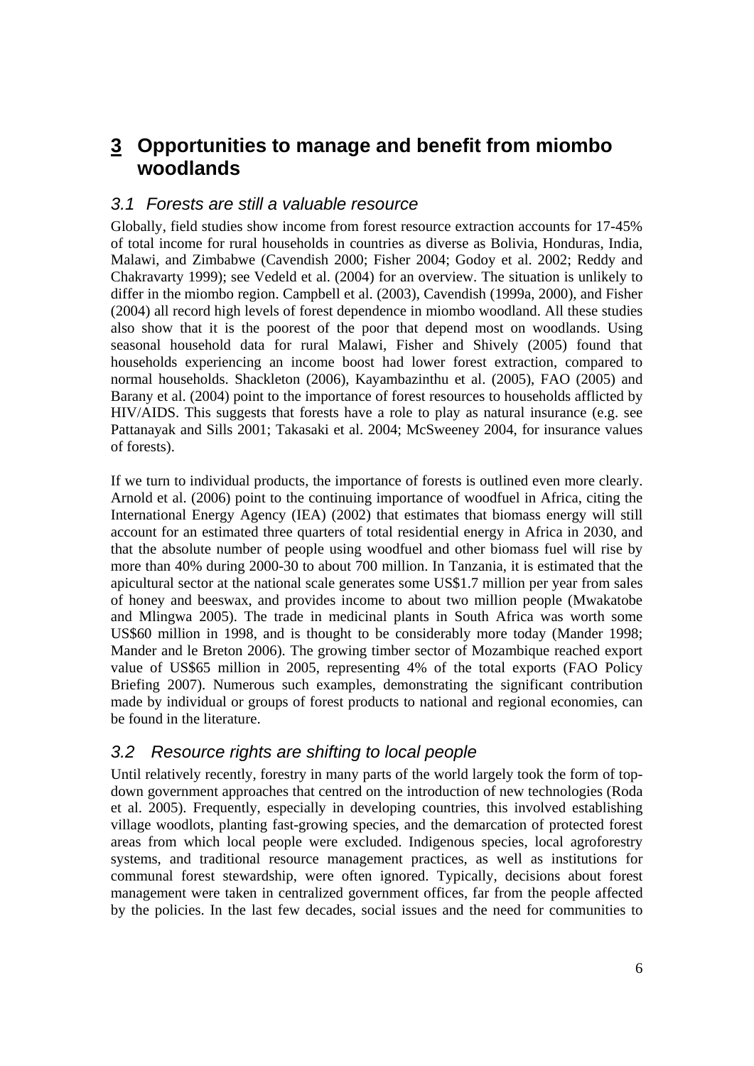# 3 Opportunities to manage and benefit from miombo woodlands

## *3.1 Forests are still a valuable resource*

Globally, field studies show income from forest resource extraction accounts for 17-45% of total income for rural households in countries as diverse as Bolivia, Honduras, India, Malawi, and Zimbabwe (Cavendish 2000; Fisher 2004; Godoy et al. 2002; Reddy and Chakravarty 1999); see Vedeld et al. (2004) for an overview. The situation is unlikely to differ in the miombo region. Campbell et al. (2003), Cavendish (1999a, 2000), and Fisher (2004) all record high levels of forest dependence in miombo woodland. All these studies also show that it is the poorest of the poor that depend most on woodlands. Using seasonal household data for rural Malawi, Fisher and Shively (2005) found that households experiencing an income boost had lower forest extraction, compared to normal households. Shackleton (2006), Kayambazinthu et al. (2005), FAO (2005) and Barany et al. (2004) point to the importance of forest resources to households afflicted by HIV/AIDS. This suggests that forests have a role to play as natural insurance (e.g. see Pattanayak and Sills 2001; Takasaki et al. 2004; McSweeney 2004, for insurance values of forests).

If we turn to individual products, the importance of forests is outlined even more clearly. Arnold et al. (2006) point to the continuing importance of woodfuel in Africa, citing the International Energy Agency (IEA) (2002) that estimates that biomass energy will still account for an estimated three quarters of total residential energy in Africa in 2030, and that the absolute number of people using woodfuel and other biomass fuel will rise by more than 40% during 2000-30 to about 700 million. In Tanzania, it is estimated that the apicultural sector at the national scale generates some US$1.7 million per year from sales of honey and beeswax, and provides income to about two million people (Mwakatobe and Mlingwa 2005). The trade in medicinal plants in South Africa was worth some US$60 million in 1998, and is thought to be considerably more today (Mander 1998; Mander and le Breton 2006). The growing timber sector of Mozambique reached export value of US$65 million in 2005, representing 4% of the total exports (FAO Policy Briefing 2007). Numerous such examples, demonstrating the significant contribution made by individual or groups of forest products to national and regional economies, can be found in the literature.

## *3.2 Resource rights are shifting to local people*

Until relatively recently, forestry in many parts of the world largely took the form of top-down government approaches that centred on the introduction of new technologies (Roda et al. 2005). Frequently, especially in developing countries, this involved establishing village woodlots, planting fast-growing species, and the demarcation of protected forest areas from which local people were excluded. Indigenous species, local agroforestry systems, and traditional resource management practices, as well as institutions for communal forest stewardship, were often ignored. Typically, decisions about forest management were taken in centralized government offices, far from the people affected by the policies. In the last few decades, social issues and the need for communities to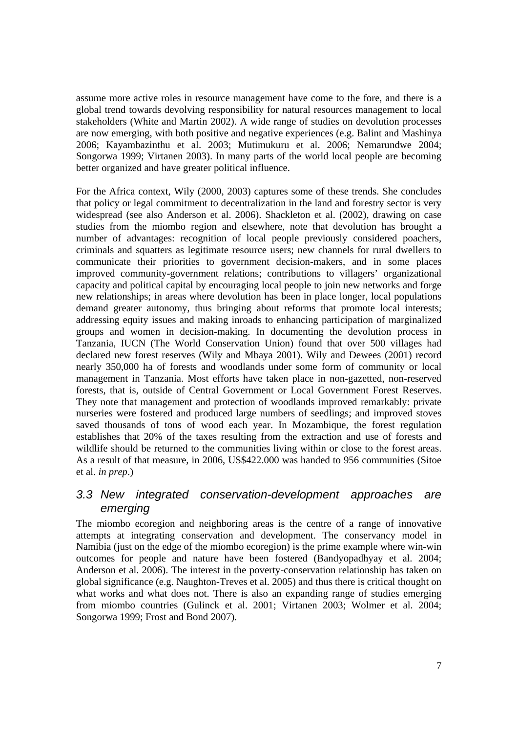assume more active roles in resource management have come to the fore, and there is a global trend towards devolving responsibility for natural resources management to local stakeholders (White and Martin 2002). A wide range of studies on devolution processes are now emerging, with both positive and negative experiences (e.g. Balint and Mashinya 2006; Kayambazinthu et al. 2003; Mutimukuru et al. 2006; Nemarundwe 2004; Songorwa 1999; Virtanen 2003). In many parts of the world local people are becoming better organized and have greater political influence.

For the Africa context, Wily (2000, 2003) captures some of these trends. She concludes that policy or legal commitment to decentralization in the land and forestry sector is very widespread (see also Anderson et al. 2006). Shackleton et al. (2002), drawing on case studies from the miombo region and elsewhere, note that devolution has brought a number of advantages: recognition of local people previously considered poachers, criminals and squatters as legitimate resource users; new channels for rural dwellers to communicate their priorities to government decision-makers, and in some places improved community-government relations; contributions to villagers' organizational capacity and political capital by encouraging local people to join new networks and forge new relationships; in areas where devolution has been in place longer, local populations demand greater autonomy, thus bringing about reforms that promote local interests; addressing equity issues and making inroads to enhancing participation of marginalized groups and women in decision-making. In documenting the devolution process in Tanzania, IUCN (The World Conservation Union) found that over 500 villages had declared new forest reserves (Wily and Mbaya 2001). Wily and Dewees (2001) record nearly 350,000 ha of forests and woodlands under some form of community or local management in Tanzania. Most efforts have taken place in non-gazetted, non-reserved forests, that is, outside of Central Government or Local Government Forest Reserves. They note that management and protection of woodlands improved remarkably: private nurseries were fostered and produced large numbers of seedlings; and improved stoves saved thousands of tons of wood each year. In Mozambique, the forest regulation establishes that 20% of the taxes resulting from the extraction and use of forests and wildlife should be returned to the communities living within or close to the forest areas. As a result of that measure, in 2006, US$422.000 was handed to 956 communities (Sitoe et al. *in prep*.)

### *3.3 New integrated conservation-development approaches are emerging*

The miombo ecoregion and neighboring areas is the centre of a range of innovative attempts at integrating conservation and development. The conservancy model in Namibia (just on the edge of the miombo ecoregion) is the prime example where win-win outcomes for people and nature have been fostered (Bandyopadhyay et al. 2004; Anderson et al. 2006). The interest in the poverty-conservation relationship has taken on global significance (e.g. Naughton-Treves et al. 2005) and thus there is critical thought on what works and what does not. There is also an expanding range of studies emerging from miombo countries (Gulinck et al. 2001; Virtanen 2003; Wolmer et al. 2004; Songorwa 1999; Frost and Bond 2007).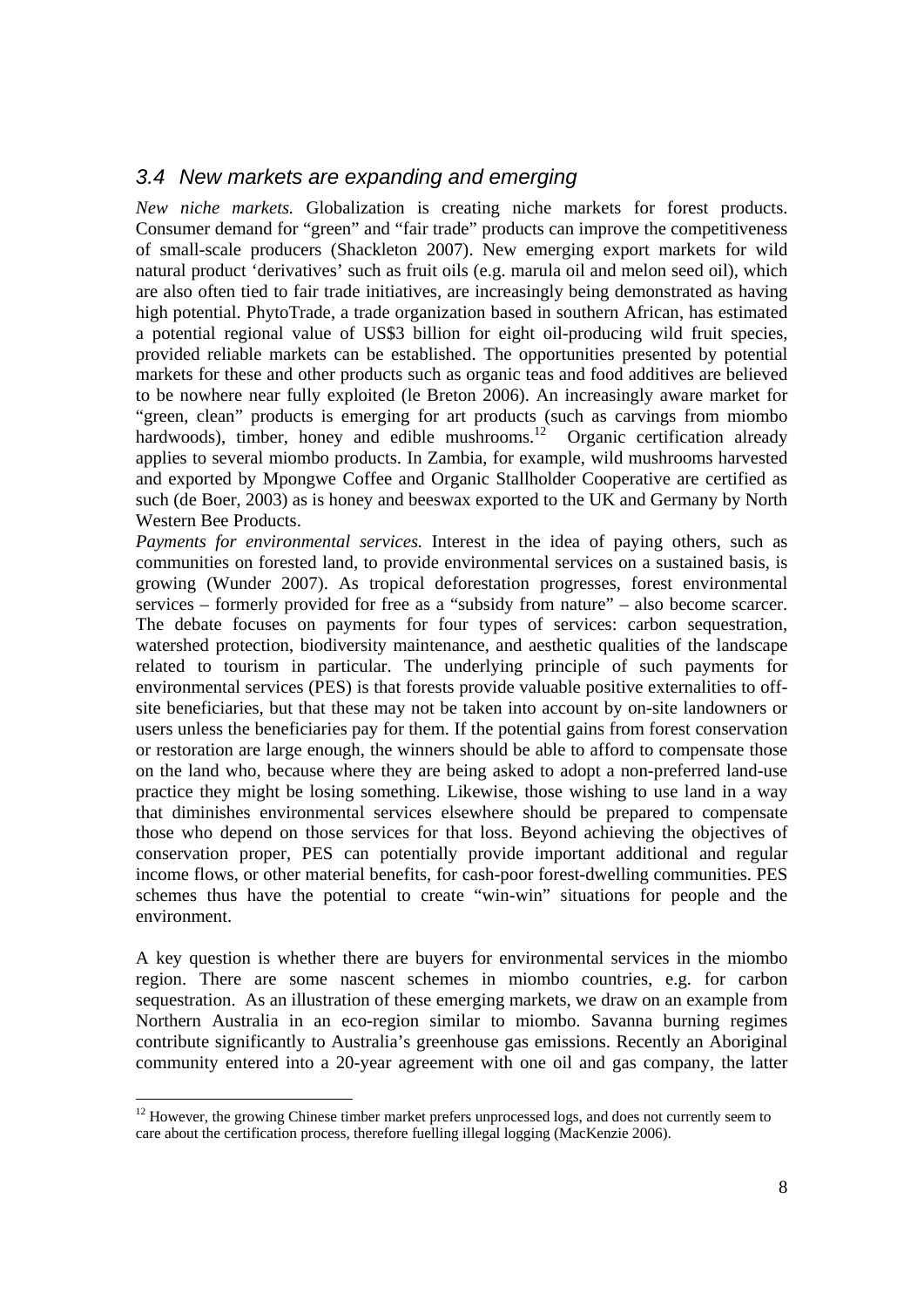### *3.4 New markets are expanding and emerging*

*New niche markets.* Globalization is creating niche markets for forest products. Consumer demand for "green" and "fair trade" products can improve the competitiveness of small-scale producers (Shackleton 2007). New emerging export markets for wild natural product 'derivatives' such as fruit oils (e.g. marula oil and melon seed oil), which are also often tied to fair trade initiatives, are increasingly being demonstrated as having high potential. PhytoTrade, a trade organization based in southern African, has estimated a potential regional value of US$3 billion for eight oil-producing wild fruit species, provided reliable markets can be established. The opportunities presented by potential markets for these and other products such as organic teas and food additives are believed to be nowhere near fully exploited (le Breton 2006). An increasingly aware market for "green, clean" products is emerging for art products (such as carvings from miombo hardwoods), timber, honey and edible mushrooms.[12] Organic certification already applies to several miombo products. In Zambia, for example, wild mushrooms harvested and exported by Mpongwe Coffee and Organic Stallholder Cooperative are certified as such (de Boer, 2003) as is honey and beeswax exported to the UK and Germany by North Western Bee Products.

*Payments for environmental services.* Interest in the idea of paying others, such as communities on forested land, to provide environmental services on a sustained basis, is growing (Wunder 2007). As tropical deforestation progresses, forest environmental services – formerly provided for free as a "subsidy from nature" – also become scarcer. The debate focuses on payments for four types of services: carbon sequestration, watershed protection, biodiversity maintenance, and aesthetic qualities of the landscape related to tourism in particular. The underlying principle of such payments for environmental services (PES) is that forests provide valuable positive externalities to off-site beneficiaries, but that these may not be taken into account by on-site landowners or users unless the beneficiaries pay for them. If the potential gains from forest conservation or restoration are large enough, the winners should be able to afford to compensate those on the land who, because where they are being asked to adopt a non-preferred land-use practice they might be losing something. Likewise, those wishing to use land in a way that diminishes environmental services elsewhere should be prepared to compensate those who depend on those services for that loss. Beyond achieving the objectives of conservation proper, PES can potentially provide important additional and regular income flows, or other material benefits, for cash-poor forest-dwelling communities. PES schemes thus have the potential to create "win-win" situations for people and the environment.

A key question is whether there are buyers for environmental services in the miombo region. There are some nascent schemes in miombo countries, e.g. for carbon sequestration. As an illustration of these emerging markets, we draw on an example from Northern Australia in an eco-region similar to miombo. Savanna burning regimes contribute significantly to Australia's greenhouse gas emissions. Recently an Aboriginal community entered into a 20-year agreement with one oil and gas company, the latter

[12] However, the growing Chinese timber market prefers unprocessed logs, and does not currently seem to care about the certification process, therefore fuelling illegal logging (MacKenzie 2006).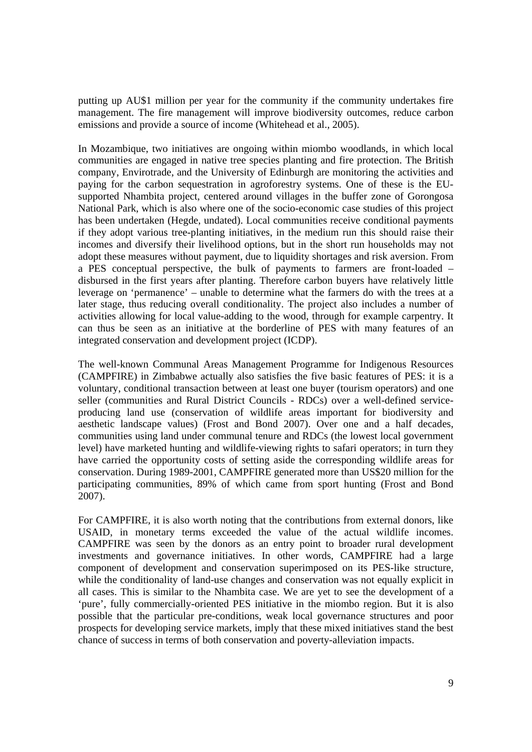putting up AU$1 million per year for the community if the community undertakes fire management. The fire management will improve biodiversity outcomes, reduce carbon emissions and provide a source of income (Whitehead et al., 2005).

In Mozambique, two initiatives are ongoing within miombo woodlands, in which local communities are engaged in native tree species planting and fire protection. The British company, Envirotrade, and the University of Edinburgh are monitoring the activities and paying for the carbon sequestration in agroforestry systems. One of these is the EU-supported Nhambita project, centered around villages in the buffer zone of Gorongosa National Park, which is also where one of the socio-economic case studies of this project has been undertaken (Hegde, undated). Local communities receive conditional payments if they adopt various tree-planting initiatives, in the medium run this should raise their incomes and diversify their livelihood options, but in the short run households may not adopt these measures without payment, due to liquidity shortages and risk aversion. From a PES conceptual perspective, the bulk of payments to farmers are front-loaded – disbursed in the first years after planting. Therefore carbon buyers have relatively little leverage on 'permanence' – unable to determine what the farmers do with the trees at a later stage, thus reducing overall conditionality. The project also includes a number of activities allowing for local value-adding to the wood, through for example carpentry. It can thus be seen as an initiative at the borderline of PES with many features of an integrated conservation and development project (ICDP).

The well-known Communal Areas Management Programme for Indigenous Resources (CAMPFIRE) in Zimbabwe actually also satisfies the five basic features of PES: it is a voluntary, conditional transaction between at least one buyer (tourism operators) and one seller (communities and Rural District Councils - RDCs) over a well-defined service-producing land use (conservation of wildlife areas important for biodiversity and aesthetic landscape values) (Frost and Bond 2007). Over one and a half decades, communities using land under communal tenure and RDCs (the lowest local government level) have marketed hunting and wildlife-viewing rights to safari operators; in turn they have carried the opportunity costs of setting aside the corresponding wildlife areas for conservation. During 1989-2001, CAMPFIRE generated more than US$20 million for the participating communities, 89% of which came from sport hunting (Frost and Bond 2007).

For CAMPFIRE, it is also worth noting that the contributions from external donors, like USAID, in monetary terms exceeded the value of the actual wildlife incomes. CAMPFIRE was seen by the donors as an entry point to broader rural development investments and governance initiatives. In other words, CAMPFIRE had a large component of development and conservation superimposed on its PES-like structure, while the conditionality of land-use changes and conservation was not equally explicit in all cases. This is similar to the Nhambita case. We are yet to see the development of a 'pure', fully commercially-oriented PES initiative in the miombo region. But it is also possible that the particular pre-conditions, weak local governance structures and poor prospects for developing service markets, imply that these mixed initiatives stand the best chance of success in terms of both conservation and poverty-alleviation impacts.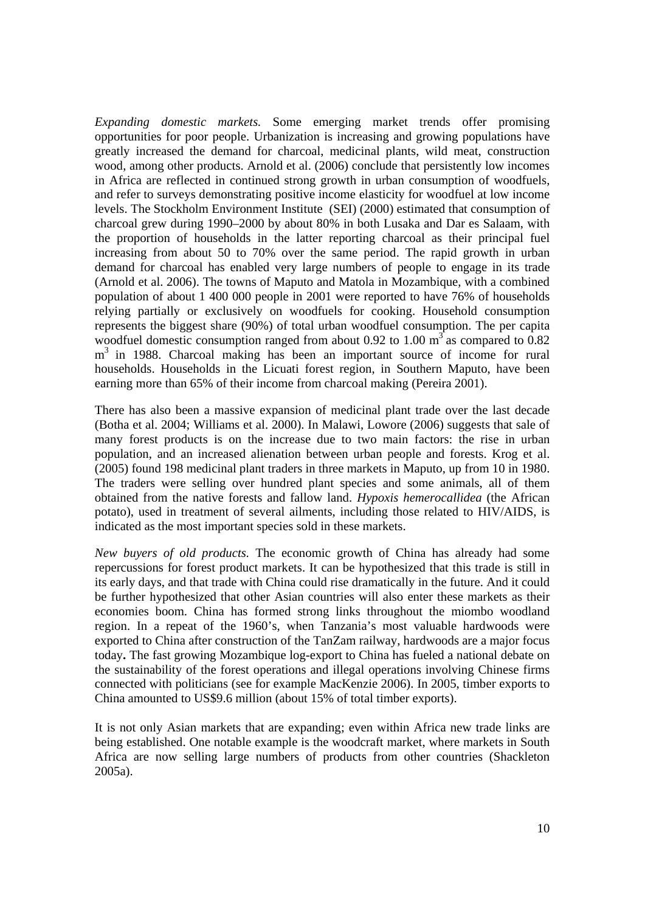*Expanding domestic markets.* Some emerging market trends offer promising opportunities for poor people. Urbanization is increasing and growing populations have greatly increased the demand for charcoal, medicinal plants, wild meat, construction wood, among other products. Arnold et al. (2006) conclude that persistently low incomes in Africa are reflected in continued strong growth in urban consumption of woodfuels, and refer to surveys demonstrating positive income elasticity for woodfuel at low income levels. The Stockholm Environment Institute (SEI) (2000) estimated that consumption of charcoal grew during 1990–2000 by about 80% in both Lusaka and Dar es Salaam, with the proportion of households in the latter reporting charcoal as their principal fuel increasing from about 50 to 70% over the same period. The rapid growth in urban demand for charcoal has enabled very large numbers of people to engage in its trade (Arnold et al. 2006). The towns of Maputo and Matola in Mozambique, with a combined population of about 1 400 000 people in 2001 were reported to have 76% of households relying partially or exclusively on woodfuels for cooking. Household consumption represents the biggest share (90%) of total urban woodfuel consumption. The per capita woodfuel domestic consumption ranged from about 0.92 to 1.00 $m^3$ as compared to 0.82 $m^3$ in 1988. Charcoal making has been an important source of income for rural households. Households in the Licuati forest region, in Southern Maputo, have been earning more than 65% of their income from charcoal making (Pereira 2001).

There has also been a massive expansion of medicinal plant trade over the last decade (Botha et al. 2004; Williams et al. 2000). In Malawi, Lowore (2006) suggests that sale of many forest products is on the increase due to two main factors: the rise in urban population, and an increased alienation between urban people and forests. Krog et al. (2005) found 198 medicinal plant traders in three markets in Maputo, up from 10 in 1980. The traders were selling over hundred plant species and some animals, all of them obtained from the native forests and fallow land. *Hypoxis hemerocallidea* (the African potato), used in treatment of several ailments, including those related to HIV/AIDS, is indicated as the most important species sold in these markets.

*New buyers of old products.* The economic growth of China has already had some repercussions for forest product markets. It can be hypothesized that this trade is still in its early days, and that trade with China could rise dramatically in the future. And it could be further hypothesized that other Asian countries will also enter these markets as their economies boom. China has formed strong links throughout the miombo woodland region. In a repeat of the 1960's, when Tanzania's most valuable hardwoods were exported to China after construction of the TanZam railway, hardwoods are a major focus today**.** The fast growing Mozambique log-export to China has fueled a national debate on the sustainability of the forest operations and illegal operations involving Chinese firms connected with politicians (see for example MacKenzie 2006). In 2005, timber exports to China amounted to US$9.6 million (about 15% of total timber exports).

It is not only Asian markets that are expanding; even within Africa new trade links are being established. One notable example is the woodcraft market, where markets in South Africa are now selling large numbers of products from other countries (Shackleton 2005a).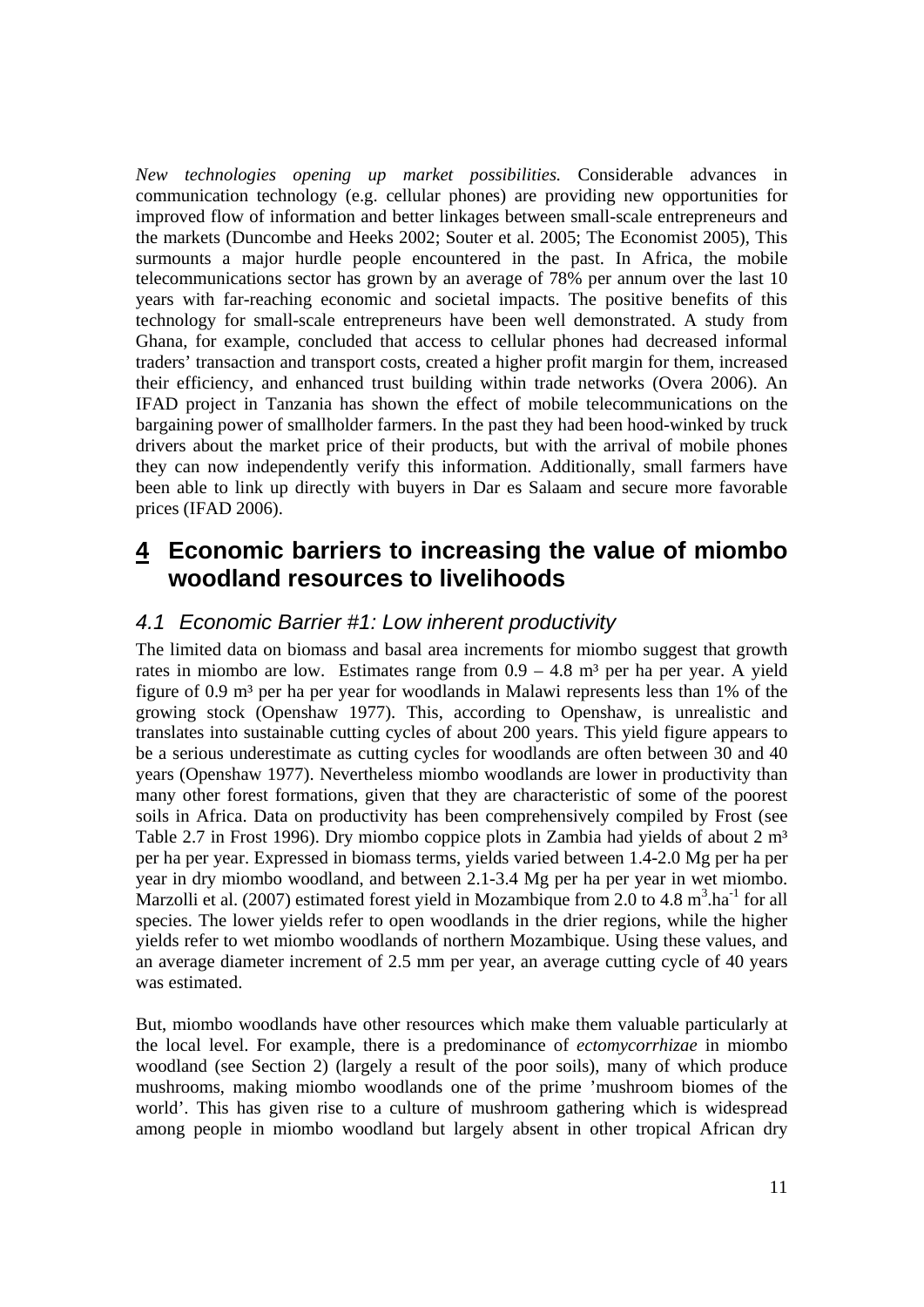*New technologies opening up market possibilities.* Considerable advances in communication technology (e.g. cellular phones) are providing new opportunities for improved flow of information and better linkages between small-scale entrepreneurs and the markets (Duncombe and Heeks 2002; Souter et al. 2005; The Economist 2005), This surmounts a major hurdle people encountered in the past. In Africa, the mobile telecommunications sector has grown by an average of 78% per annum over the last 10 years with far-reaching economic and societal impacts. The positive benefits of this technology for small-scale entrepreneurs have been well demonstrated. A study from Ghana, for example, concluded that access to cellular phones had decreased informal traders' transaction and transport costs, created a higher profit margin for them, increased their efficiency, and enhanced trust building within trade networks (Overa 2006). An IFAD project in Tanzania has shown the effect of mobile telecommunications on the bargaining power of smallholder farmers. In the past they had been hood-winked by truck drivers about the market price of their products, but with the arrival of mobile phones they can now independently verify this information. Additionally, small farmers have been able to link up directly with buyers in Dar es Salaam and secure more favorable prices (IFAD 2006).

# 4 Economic barriers to increasing the value of miombo woodland resources to livelihoods

## 4.1 Economic Barrier #1: Low inherent productivity

The limited data on biomass and basal area increments for miombo suggest that growth rates in miombo are low. Estimates range from 0.9 – 4.8 m³ per ha per year. A yield figure of 0.9 m³ per ha per year for woodlands in Malawi represents less than 1% of the growing stock (Openshaw 1977). This, according to Openshaw, is unrealistic and translates into sustainable cutting cycles of about 200 years. This yield figure appears to be a serious underestimate as cutting cycles for woodlands are often between 30 and 40 years (Openshaw 1977). Nevertheless miombo woodlands are lower in productivity than many other forest formations, given that they are characteristic of some of the poorest soils in Africa. Data on productivity has been comprehensively compiled by Frost (see Table 2.7 in Frost 1996). Dry miombo coppice plots in Zambia had yields of about 2 m³ per ha per year. Expressed in biomass terms, yields varied between 1.4-2.0 Mg per ha per year in dry miombo woodland, and between 2.1-3.4 Mg per ha per year in wet miombo. Marzolli et al. (2007) estimated forest yield in Mozambique from 2.0 to 4.8 $m^3.ha^{-1}$ for all species. The lower yields refer to open woodlands in the drier regions, while the higher yields refer to wet miombo woodlands of northern Mozambique. Using these values, and an average diameter increment of 2.5 mm per year, an average cutting cycle of 40 years was estimated.

But, miombo woodlands have other resources which make them valuable particularly at the local level. For example, there is a predominance of *ectomycorrhizae* in miombo woodland (see Section 2) (largely a result of the poor soils), many of which produce mushrooms, making miombo woodlands one of the prime 'mushroom biomes of the world'. This has given rise to a culture of mushroom gathering which is widespread among people in miombo woodland but largely absent in other tropical African dry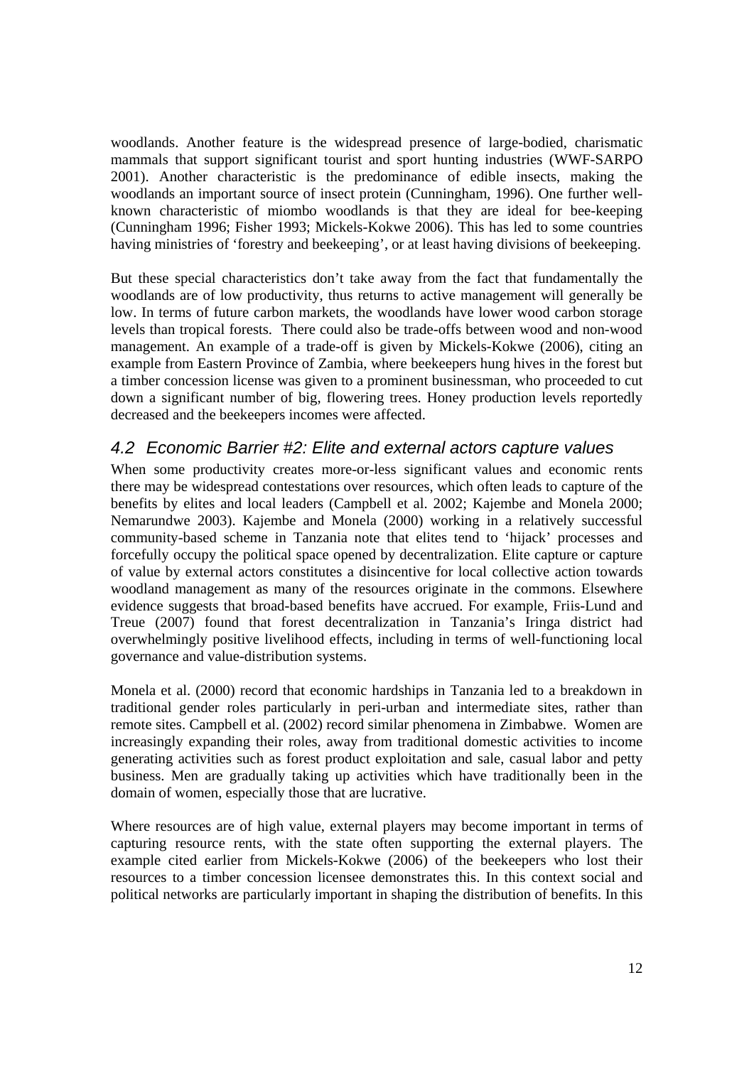woodlands. Another feature is the widespread presence of large-bodied, charismatic mammals that support significant tourist and sport hunting industries (WWF-SARPO 2001). Another characteristic is the predominance of edible insects, making the woodlands an important source of insect protein (Cunningham, 1996). One further well-known characteristic of miombo woodlands is that they are ideal for bee-keeping (Cunningham 1996; Fisher 1993; Mickels-Kokwe 2006). This has led to some countries having ministries of 'forestry and beekeeping', or at least having divisions of beekeeping.

But these special characteristics don't take away from the fact that fundamentally the woodlands are of low productivity, thus returns to active management will generally be low. In terms of future carbon markets, the woodlands have lower wood carbon storage levels than tropical forests. There could also be trade-offs between wood and non-wood management. An example of a trade-off is given by Mickels-Kokwe (2006), citing an example from Eastern Province of Zambia, where beekeepers hung hives in the forest but a timber concession license was given to a prominent businessman, who proceeded to cut down a significant number of big, flowering trees. Honey production levels reportedly decreased and the beekeepers incomes were affected.

## *4.2 Economic Barrier #2: Elite and external actors capture values*

When some productivity creates more-or-less significant values and economic rents there may be widespread contestations over resources, which often leads to capture of the benefits by elites and local leaders (Campbell et al. 2002; Kajembe and Monela 2000; Nemarundwe 2003). Kajembe and Monela (2000) working in a relatively successful community-based scheme in Tanzania note that elites tend to 'hijack' processes and forcefully occupy the political space opened by decentralization. Elite capture or capture of value by external actors constitutes a disincentive for local collective action towards woodland management as many of the resources originate in the commons. Elsewhere evidence suggests that broad-based benefits have accrued. For example, Friis-Lund and Treue (2007) found that forest decentralization in Tanzania's Iringa district had overwhelmingly positive livelihood effects, including in terms of well-functioning local governance and value-distribution systems.

Monela et al. (2000) record that economic hardships in Tanzania led to a breakdown in traditional gender roles particularly in peri-urban and intermediate sites, rather than remote sites. Campbell et al. (2002) record similar phenomena in Zimbabwe. Women are increasingly expanding their roles, away from traditional domestic activities to income generating activities such as forest product exploitation and sale, casual labor and petty business. Men are gradually taking up activities which have traditionally been in the domain of women, especially those that are lucrative.

Where resources are of high value, external players may become important in terms of capturing resource rents, with the state often supporting the external players. The example cited earlier from Mickels-Kokwe (2006) of the beekeepers who lost their resources to a timber concession licensee demonstrates this. In this context social and political networks are particularly important in shaping the distribution of benefits. In this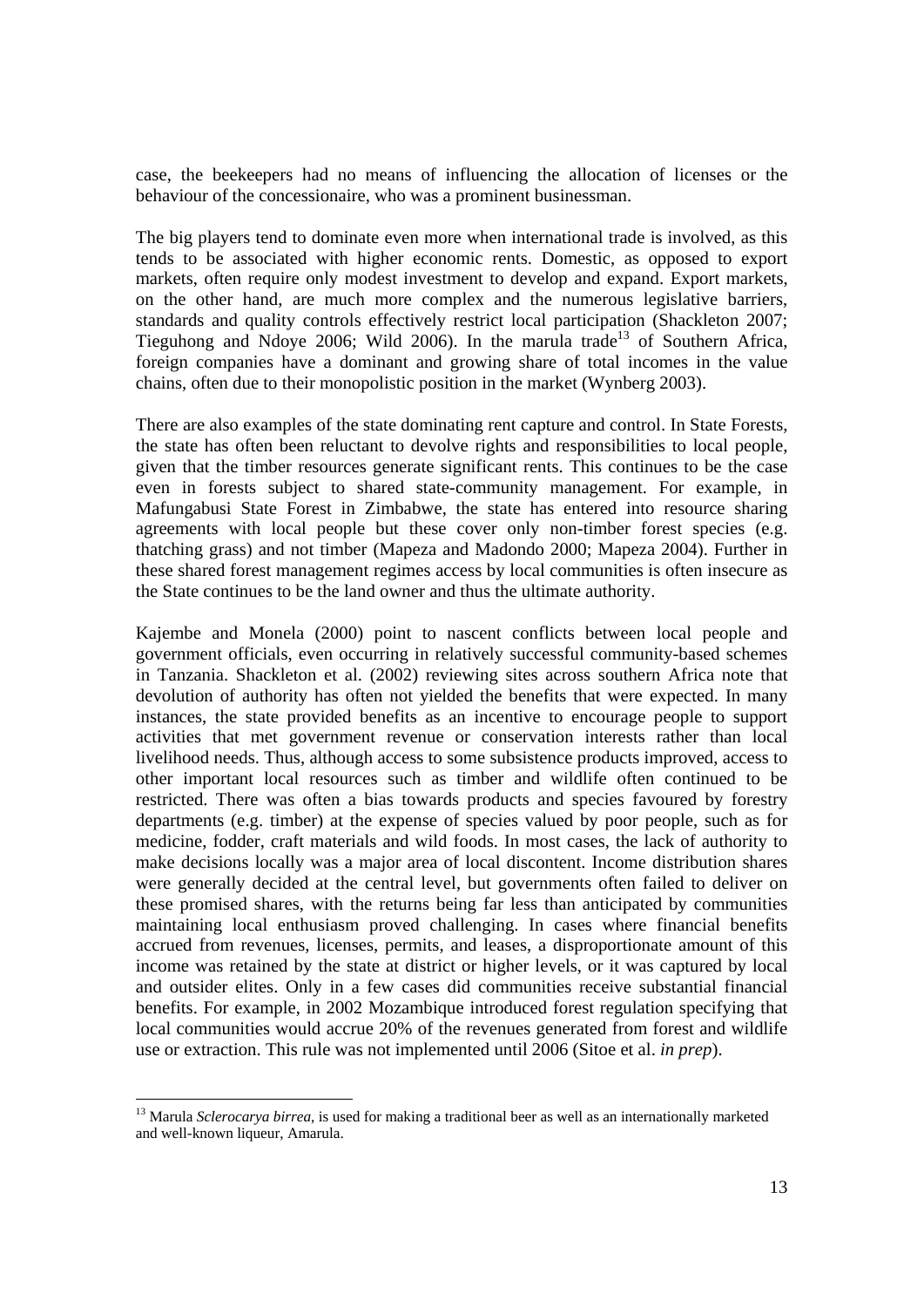case, the beekeepers had no means of influencing the allocation of licenses or the behaviour of the concessionaire, who was a prominent businessman.

The big players tend to dominate even more when international trade is involved, as this tends to be associated with higher economic rents. Domestic, as opposed to export markets, often require only modest investment to develop and expand. Export markets, on the other hand, are much more complex and the numerous legislative barriers, standards and quality controls effectively restrict local participation (Shackleton 2007; Tieguhong and Ndoye 2006; Wild 2006). In the marula trade[13] of Southern Africa, foreign companies have a dominant and growing share of total incomes in the value chains, often due to their monopolistic position in the market (Wynberg 2003).

There are also examples of the state dominating rent capture and control. In State Forests, the state has often been reluctant to devolve rights and responsibilities to local people, given that the timber resources generate significant rents. This continues to be the case even in forests subject to shared state-community management. For example, in Mafungabusi State Forest in Zimbabwe, the state has entered into resource sharing agreements with local people but these cover only non-timber forest species (e.g. thatching grass) and not timber (Mapeza and Madondo 2000; Mapeza 2004). Further in these shared forest management regimes access by local communities is often insecure as the State continues to be the land owner and thus the ultimate authority.

Kajembe and Monela (2000) point to nascent conflicts between local people and government officials, even occurring in relatively successful community-based schemes in Tanzania. Shackleton et al. (2002) reviewing sites across southern Africa note that devolution of authority has often not yielded the benefits that were expected. In many instances, the state provided benefits as an incentive to encourage people to support activities that met government revenue or conservation interests rather than local livelihood needs. Thus, although access to some subsistence products improved, access to other important local resources such as timber and wildlife often continued to be restricted. There was often a bias towards products and species favoured by forestry departments (e.g. timber) at the expense of species valued by poor people, such as for medicine, fodder, craft materials and wild foods. In most cases, the lack of authority to make decisions locally was a major area of local discontent. Income distribution shares were generally decided at the central level, but governments often failed to deliver on these promised shares, with the returns being far less than anticipated by communities maintaining local enthusiasm proved challenging. In cases where financial benefits accrued from revenues, licenses, permits, and leases, a disproportionate amount of this income was retained by the state at district or higher levels, or it was captured by local and outsider elites. Only in a few cases did communities receive substantial financial benefits. For example, in 2002 Mozambique introduced forest regulation specifying that local communities would accrue 20% of the revenues generated from forest and wildlife use or extraction. This rule was not implemented until 2006 (Sitoe et al. *in prep*).

---

[13] Marula *Sclerocarya birrea*, is used for making a traditional beer as well as an internationally marketed and well-known liqueur, Amarula.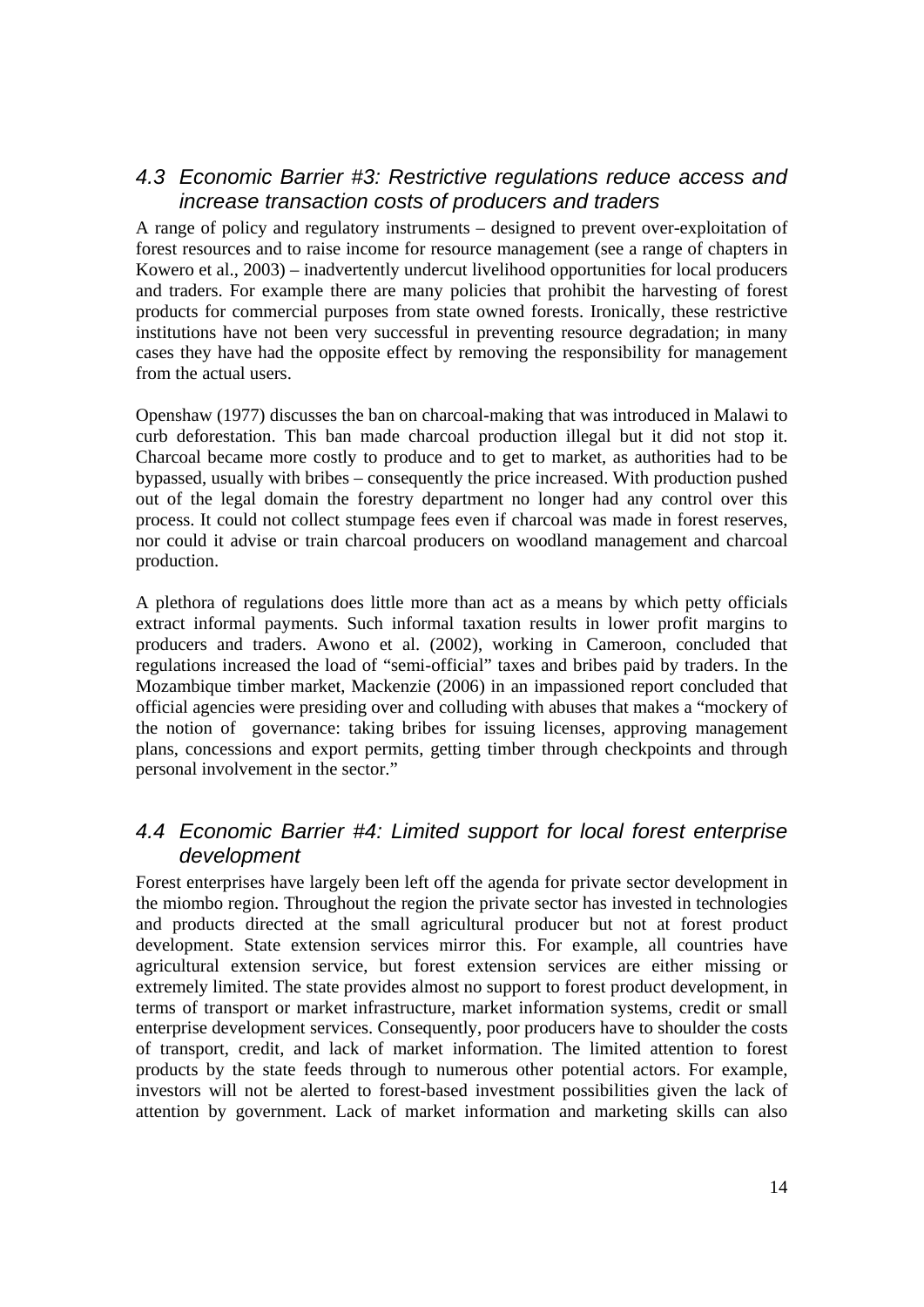## *4.3 Economic Barrier #3: Restrictive regulations reduce access and increase transaction costs of producers and traders*

A range of policy and regulatory instruments – designed to prevent over-exploitation of forest resources and to raise income for resource management (see a range of chapters in Kowero et al., 2003) – inadvertently undercut livelihood opportunities for local producers and traders. For example there are many policies that prohibit the harvesting of forest products for commercial purposes from state owned forests. Ironically, these restrictive institutions have not been very successful in preventing resource degradation; in many cases they have had the opposite effect by removing the responsibility for management from the actual users.

Openshaw (1977) discusses the ban on charcoal-making that was introduced in Malawi to curb deforestation. This ban made charcoal production illegal but it did not stop it. Charcoal became more costly to produce and to get to market, as authorities had to be bypassed, usually with bribes – consequently the price increased. With production pushed out of the legal domain the forestry department no longer had any control over this process. It could not collect stumpage fees even if charcoal was made in forest reserves, nor could it advise or train charcoal producers on woodland management and charcoal production.

A plethora of regulations does little more than act as a means by which petty officials extract informal payments. Such informal taxation results in lower profit margins to producers and traders. Awono et al. (2002), working in Cameroon, concluded that regulations increased the load of "semi-official" taxes and bribes paid by traders. In the Mozambique timber market, Mackenzie (2006) in an impassioned report concluded that official agencies were presiding over and colluding with abuses that makes a "mockery of the notion of governance: taking bribes for issuing licenses, approving management plans, concessions and export permits, getting timber through checkpoints and through personal involvement in the sector."

## *4.4 Economic Barrier #4: Limited support for local forest enterprise development*

Forest enterprises have largely been left off the agenda for private sector development in the miombo region. Throughout the region the private sector has invested in technologies and products directed at the small agricultural producer but not at forest product development. State extension services mirror this. For example, all countries have agricultural extension service, but forest extension services are either missing or extremely limited. The state provides almost no support to forest product development, in terms of transport or market infrastructure, market information systems, credit or small enterprise development services. Consequently, poor producers have to shoulder the costs of transport, credit, and lack of market information. The limited attention to forest products by the state feeds through to numerous other potential actors. For example, investors will not be alerted to forest-based investment possibilities given the lack of attention by government. Lack of market information and marketing skills can also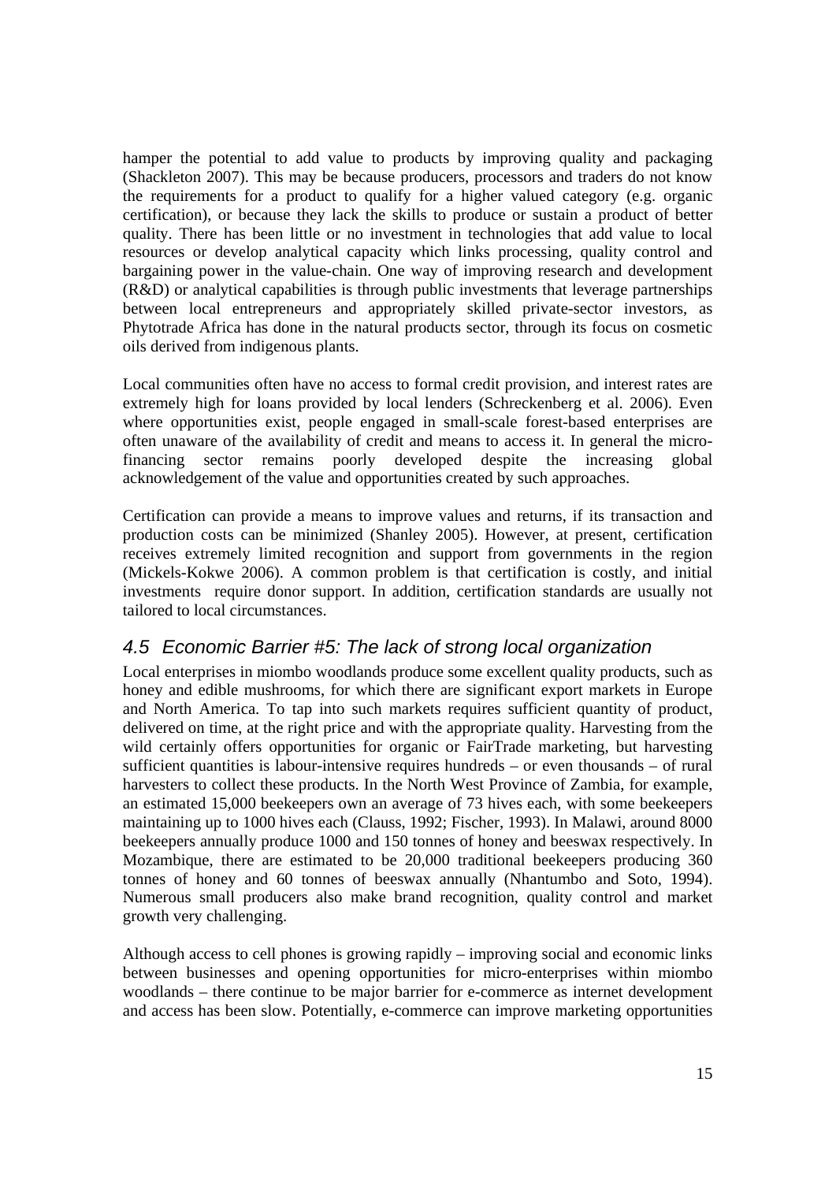hamper the potential to add value to products by improving quality and packaging (Shackleton 2007). This may be because producers, processors and traders do not know the requirements for a product to qualify for a higher valued category (e.g. organic certification), or because they lack the skills to produce or sustain a product of better quality. There has been little or no investment in technologies that add value to local resources or develop analytical capacity which links processing, quality control and bargaining power in the value-chain. One way of improving research and development (R&D) or analytical capabilities is through public investments that leverage partnerships between local entrepreneurs and appropriately skilled private-sector investors, as Phytotrade Africa has done in the natural products sector, through its focus on cosmetic oils derived from indigenous plants.

Local communities often have no access to formal credit provision, and interest rates are extremely high for loans provided by local lenders (Schreckenberg et al. 2006). Even where opportunities exist, people engaged in small-scale forest-based enterprises are often unaware of the availability of credit and means to access it. In general the micro-financing sector remains poorly developed despite the increasing global acknowledgement of the value and opportunities created by such approaches.

Certification can provide a means to improve values and returns, if its transaction and production costs can be minimized (Shanley 2005). However, at present, certification receives extremely limited recognition and support from governments in the region (Mickels-Kokwe 2006). A common problem is that certification is costly, and initial investments require donor support. In addition, certification standards are usually not tailored to local circumstances.

## *4.5 Economic Barrier #5: The lack of strong local organization*

Local enterprises in miombo woodlands produce some excellent quality products, such as honey and edible mushrooms, for which there are significant export markets in Europe and North America. To tap into such markets requires sufficient quantity of product, delivered on time, at the right price and with the appropriate quality. Harvesting from the wild certainly offers opportunities for organic or FairTrade marketing, but harvesting sufficient quantities is labour-intensive requires hundreds – or even thousands – of rural harvesters to collect these products. In the North West Province of Zambia, for example, an estimated 15,000 beekeepers own an average of 73 hives each, with some beekeepers maintaining up to 1000 hives each (Clauss, 1992; Fischer, 1993). In Malawi, around 8000 beekeepers annually produce 1000 and 150 tonnes of honey and beeswax respectively. In Mozambique, there are estimated to be 20,000 traditional beekeepers producing 360 tonnes of honey and 60 tonnes of beeswax annually (Nhantumbo and Soto, 1994). Numerous small producers also make brand recognition, quality control and market growth very challenging.

Although access to cell phones is growing rapidly – improving social and economic links between businesses and opening opportunities for micro-enterprises within miombo woodlands – there continue to be major barrier for e-commerce as internet development and access has been slow. Potentially, e-commerce can improve marketing opportunities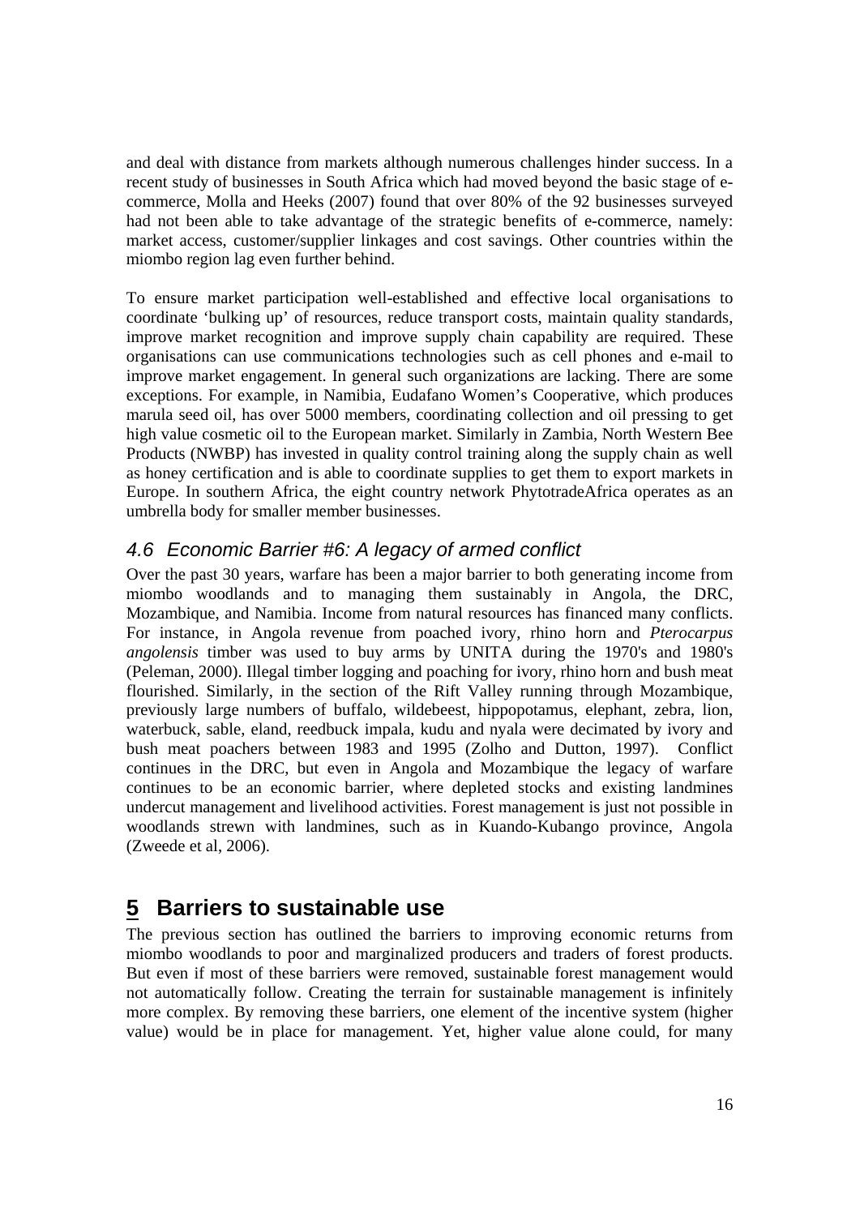and deal with distance from markets although numerous challenges hinder success. In a recent study of businesses in South Africa which had moved beyond the basic stage of e-commerce, Molla and Heeks (2007) found that over 80% of the 92 businesses surveyed had not been able to take advantage of the strategic benefits of e-commerce, namely: market access, customer/supplier linkages and cost savings. Other countries within the miombo region lag even further behind.

To ensure market participation well-established and effective local organisations to coordinate 'bulking up' of resources, reduce transport costs, maintain quality standards, improve market recognition and improve supply chain capability are required. These organisations can use communications technologies such as cell phones and e-mail to improve market engagement. In general such organizations are lacking. There are some exceptions. For example, in Namibia, Eudafano Women's Cooperative, which produces marula seed oil, has over 5000 members, coordinating collection and oil pressing to get high value cosmetic oil to the European market. Similarly in Zambia, North Western Bee Products (NWBP) has invested in quality control training along the supply chain as well as honey certification and is able to coordinate supplies to get them to export markets in Europe. In southern Africa, the eight country network PhytotradeAfrica operates as an umbrella body for smaller member businesses.

### *4.6 Economic Barrier #6: A legacy of armed conflict*

Over the past 30 years, warfare has been a major barrier to both generating income from miombo woodlands and to managing them sustainably in Angola, the DRC, Mozambique, and Namibia. Income from natural resources has financed many conflicts. For instance, in Angola revenue from poached ivory, rhino horn and *Pterocarpus angolensis* timber was used to buy arms by UNITA during the 1970's and 1980's (Peleman, 2000). Illegal timber logging and poaching for ivory, rhino horn and bush meat flourished. Similarly, in the section of the Rift Valley running through Mozambique, previously large numbers of buffalo, wildebeest, hippopotamus, elephant, zebra, lion, waterbuck, sable, eland, reedbuck impala, kudu and nyala were decimated by ivory and bush meat poachers between 1983 and 1995 (Zolho and Dutton, 1997). Conflict continues in the DRC, but even in Angola and Mozambique the legacy of warfare continues to be an economic barrier, where depleted stocks and existing landmines undercut management and livelihood activities. Forest management is just not possible in woodlands strewn with landmines, such as in Kuando-Kubango province, Angola (Zweede et al, 2006).

## 5 Barriers to sustainable use

The previous section has outlined the barriers to improving economic returns from miombo woodlands to poor and marginalized producers and traders of forest products. But even if most of these barriers were removed, sustainable forest management would not automatically follow. Creating the terrain for sustainable management is infinitely more complex. By removing these barriers, one element of the incentive system (higher value) would be in place for management. Yet, higher value alone could, for many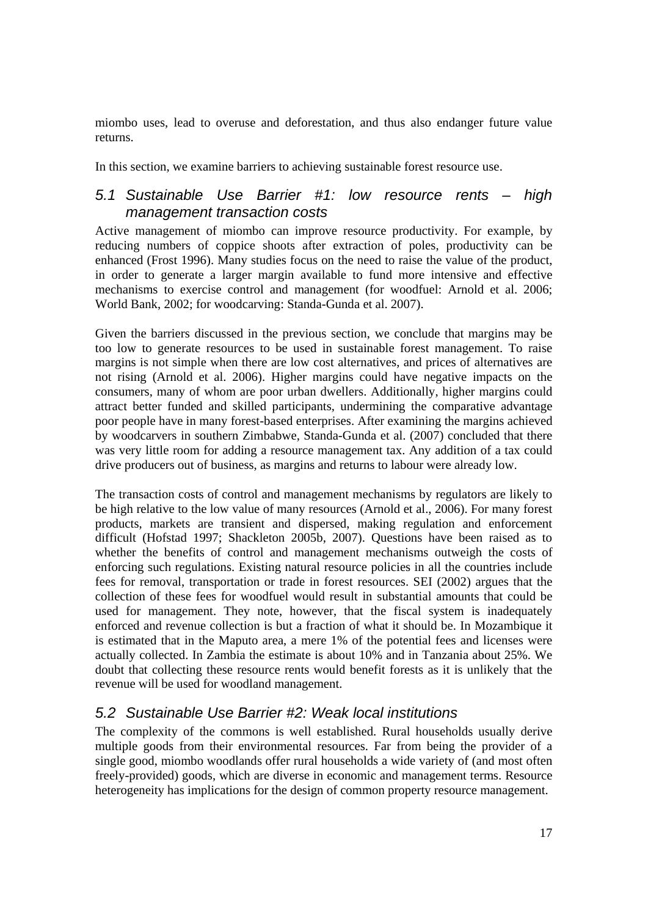miombo uses, lead to overuse and deforestation, and thus also endanger future value returns.

In this section, we examine barriers to achieving sustainable forest resource use.

## *5.1 Sustainable Use Barrier #1: low resource rents – high management transaction costs*

Active management of miombo can improve resource productivity. For example, by reducing numbers of coppice shoots after extraction of poles, productivity can be enhanced (Frost 1996). Many studies focus on the need to raise the value of the product, in order to generate a larger margin available to fund more intensive and effective mechanisms to exercise control and management (for woodfuel: Arnold et al. 2006; World Bank, 2002; for woodcarving: Standa-Gunda et al. 2007).

Given the barriers discussed in the previous section, we conclude that margins may be too low to generate resources to be used in sustainable forest management. To raise margins is not simple when there are low cost alternatives, and prices of alternatives are not rising (Arnold et al. 2006). Higher margins could have negative impacts on the consumers, many of whom are poor urban dwellers. Additionally, higher margins could attract better funded and skilled participants, undermining the comparative advantage poor people have in many forest-based enterprises. After examining the margins achieved by woodcarvers in southern Zimbabwe, Standa-Gunda et al. (2007) concluded that there was very little room for adding a resource management tax. Any addition of a tax could drive producers out of business, as margins and returns to labour were already low.

The transaction costs of control and management mechanisms by regulators are likely to be high relative to the low value of many resources (Arnold et al., 2006). For many forest products, markets are transient and dispersed, making regulation and enforcement difficult (Hofstad 1997; Shackleton 2005b, 2007). Questions have been raised as to whether the benefits of control and management mechanisms outweigh the costs of enforcing such regulations. Existing natural resource policies in all the countries include fees for removal, transportation or trade in forest resources. SEI (2002) argues that the collection of these fees for woodfuel would result in substantial amounts that could be used for management. They note, however, that the fiscal system is inadequately enforced and revenue collection is but a fraction of what it should be. In Mozambique it is estimated that in the Maputo area, a mere 1% of the potential fees and licenses were actually collected. In Zambia the estimate is about 10% and in Tanzania about 25%. We doubt that collecting these resource rents would benefit forests as it is unlikely that the revenue will be used for woodland management.

## *5.2 Sustainable Use Barrier #2: Weak local institutions*

The complexity of the commons is well established. Rural households usually derive multiple goods from their environmental resources. Far from being the provider of a single good, miombo woodlands offer rural households a wide variety of (and most often freely-provided) goods, which are diverse in economic and management terms. Resource heterogeneity has implications for the design of common property resource management.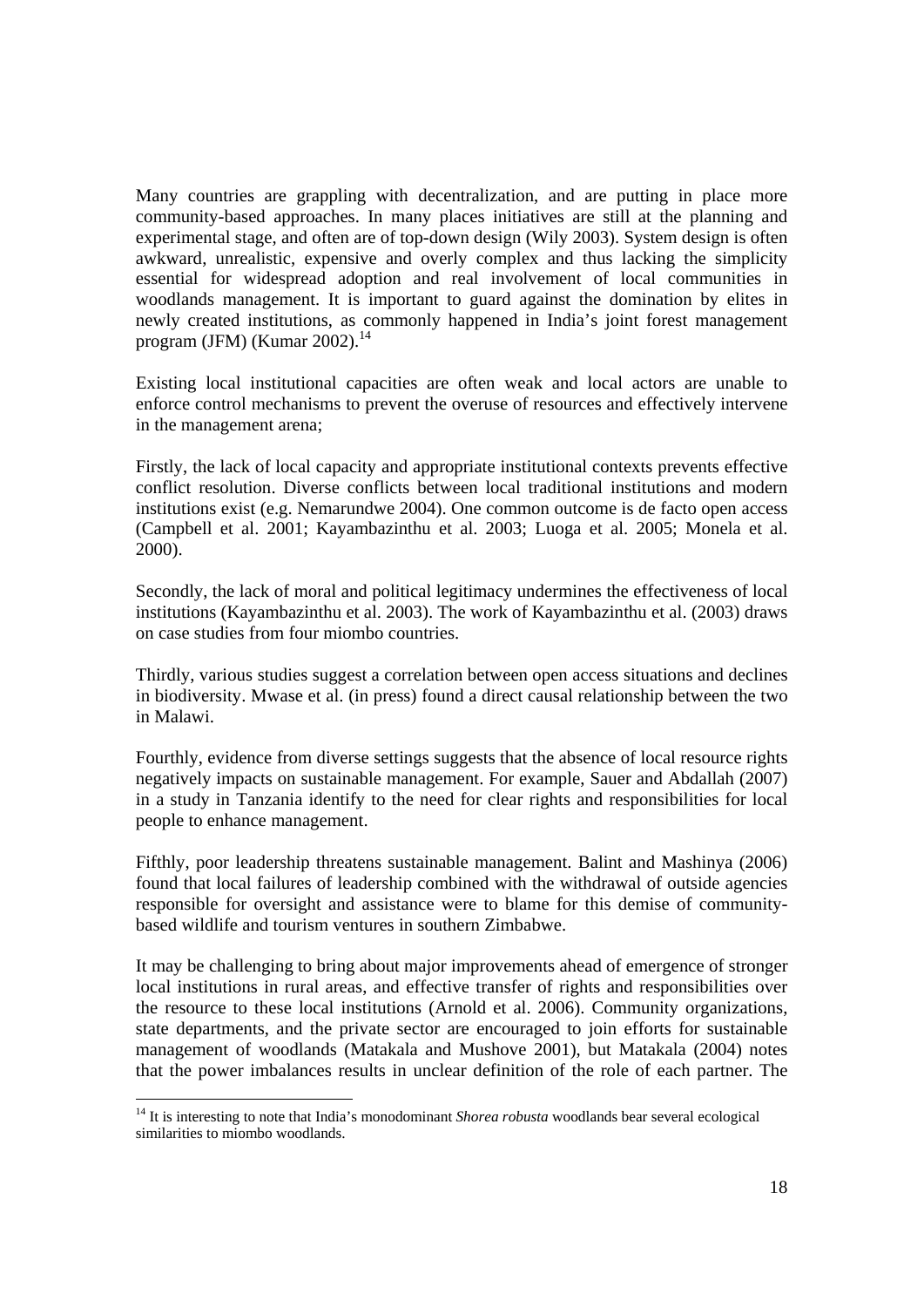Many countries are grappling with decentralization, and are putting in place more community-based approaches. In many places initiatives are still at the planning and experimental stage, and often are of top-down design (Wily 2003). System design is often awkward, unrealistic, expensive and overly complex and thus lacking the simplicity essential for widespread adoption and real involvement of local communities in woodlands management. It is important to guard against the domination by elites in newly created institutions, as commonly happened in India's joint forest management program (JFM) (Kumar 2002).[14]

Existing local institutional capacities are often weak and local actors are unable to enforce control mechanisms to prevent the overuse of resources and effectively intervene in the management arena;

Firstly, the lack of local capacity and appropriate institutional contexts prevents effective conflict resolution. Diverse conflicts between local traditional institutions and modern institutions exist (e.g. Nemarundwe 2004). One common outcome is de facto open access (Campbell et al. 2001; Kayambazinthu et al. 2003; Luoga et al. 2005; Monela et al. 2000).

Secondly, the lack of moral and political legitimacy undermines the effectiveness of local institutions (Kayambazinthu et al. 2003). The work of Kayambazinthu et al. (2003) draws on case studies from four miombo countries.

Thirdly, various studies suggest a correlation between open access situations and declines in biodiversity. Mwase et al. (in press) found a direct causal relationship between the two in Malawi.

Fourthly, evidence from diverse settings suggests that the absence of local resource rights negatively impacts on sustainable management. For example, Sauer and Abdallah (2007) in a study in Tanzania identify to the need for clear rights and responsibilities for local people to enhance management.

Fifthly, poor leadership threatens sustainable management. Balint and Mashinya (2006) found that local failures of leadership combined with the withdrawal of outside agencies responsible for oversight and assistance were to blame for this demise of community-based wildlife and tourism ventures in southern Zimbabwe.

It may be challenging to bring about major improvements ahead of emergence of stronger local institutions in rural areas, and effective transfer of rights and responsibilities over the resource to these local institutions (Arnold et al. 2006). Community organizations, state departments, and the private sector are encouraged to join efforts for sustainable management of woodlands (Matakala and Mushove 2001), but Matakala (2004) notes that the power imbalances results in unclear definition of the role of each partner. The

[14] It is interesting to note that India's monodominant *Shorea robusta* woodlands bear several ecological similarities to miombo woodlands.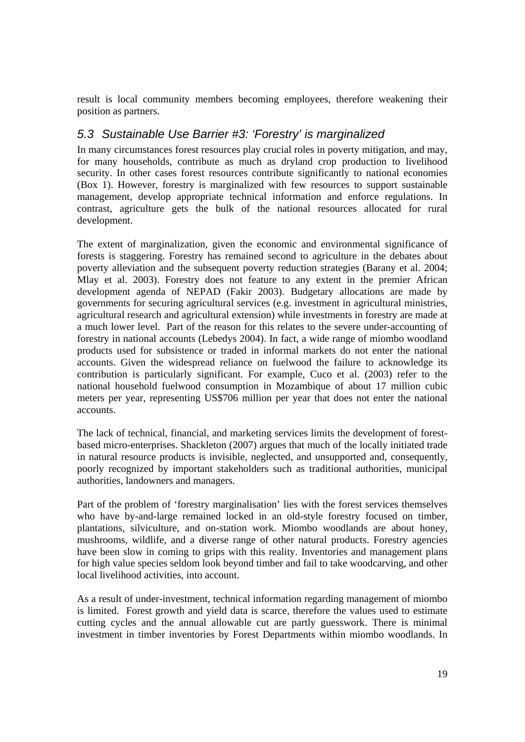result is local community members becoming employees, therefore weakening their position as partners.

## *5.3 Sustainable Use Barrier #3: 'Forestry' is marginalized*

In many circumstances forest resources play crucial roles in poverty mitigation, and may, for many households, contribute as much as dryland crop production to livelihood security. In other cases forest resources contribute significantly to national economies (Box 1). However, forestry is marginalized with few resources to support sustainable management, develop appropriate technical information and enforce regulations. In contrast, agriculture gets the bulk of the national resources allocated for rural development.

The extent of marginalization, given the economic and environmental significance of forests is staggering. Forestry has remained second to agriculture in the debates about poverty alleviation and the subsequent poverty reduction strategies (Barany et al. 2004; Mlay et al. 2003). Forestry does not feature to any extent in the premier African development agenda of NEPAD (Fakir 2003). Budgetary allocations are made by governments for securing agricultural services (e.g. investment in agricultural ministries, agricultural research and agricultural extension) while investments in forestry are made at a much lower level. Part of the reason for this relates to the severe under-accounting of forestry in national accounts (Lebedys 2004). In fact, a wide range of miombo woodland products used for subsistence or traded in informal markets do not enter the national accounts. Given the widespread reliance on fuelwood the failure to acknowledge its contribution is particularly significant. For example, Cuco et al. (2003) refer to the national household fuelwood consumption in Mozambique of about 17 million cubic meters per year, representing US$706 million per year that does not enter the national accounts.

The lack of technical, financial, and marketing services limits the development of forest-based micro-enterprises. Shackleton (2007) argues that much of the locally initiated trade in natural resource products is invisible, neglected, and unsupported and, consequently, poorly recognized by important stakeholders such as traditional authorities, municipal authorities, landowners and managers.

Part of the problem of 'forestry marginalisation' lies with the forest services themselves who have by-and-large remained locked in an old-style forestry focused on timber, plantations, silviculture, and on-station work. Miombo woodlands are about honey, mushrooms, wildlife, and a diverse range of other natural products. Forestry agencies have been slow in coming to grips with this reality. Inventories and management plans for high value species seldom look beyond timber and fail to take woodcarving, and other local livelihood activities, into account.

As a result of under-investment, technical information regarding management of miombo is limited. Forest growth and yield data is scarce, therefore the values used to estimate cutting cycles and the annual allowable cut are partly guesswork. There is minimal investment in timber inventories by Forest Departments within miombo woodlands. In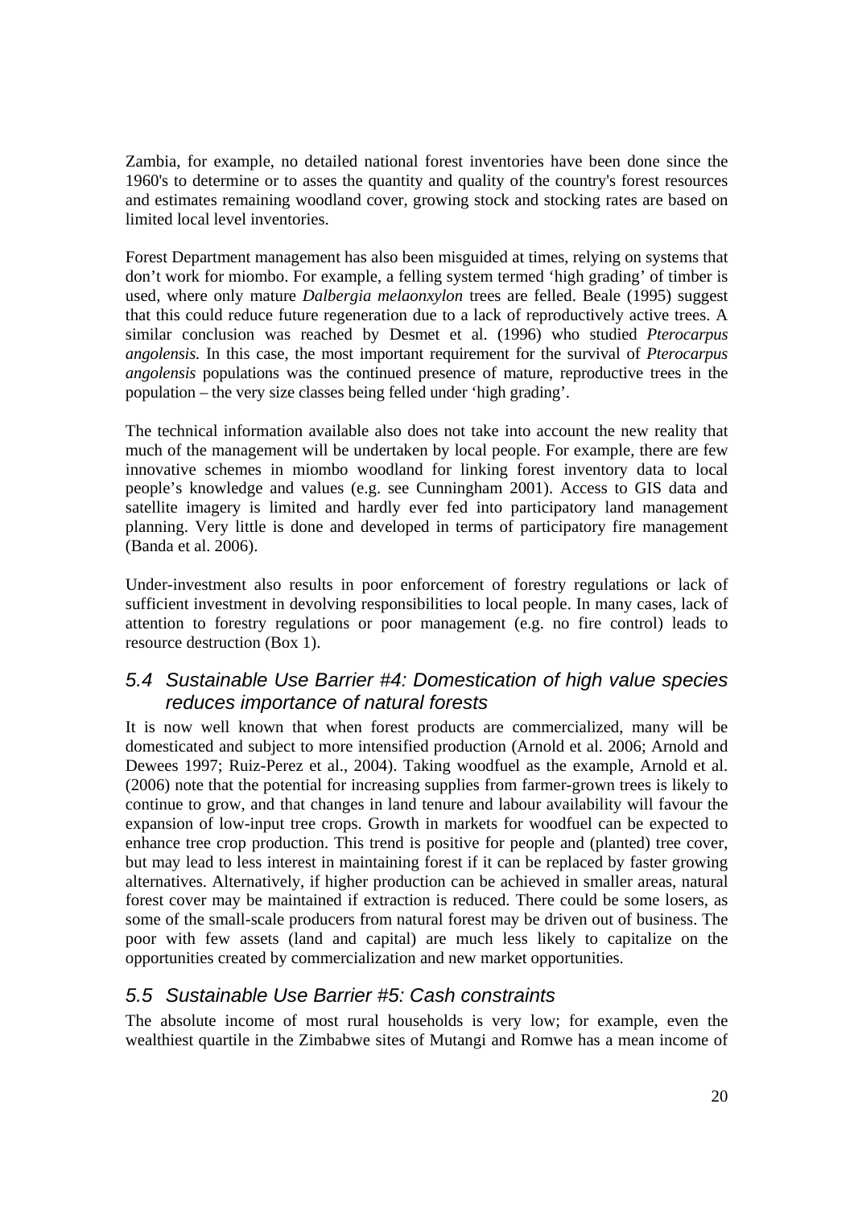Zambia, for example, no detailed national forest inventories have been done since the 1960's to determine or to asses the quantity and quality of the country's forest resources and estimates remaining woodland cover, growing stock and stocking rates are based on limited local level inventories.

Forest Department management has also been misguided at times, relying on systems that don't work for miombo. For example, a felling system termed 'high grading' of timber is used, where only mature *Dalbergia melaonxylon* trees are felled. Beale (1995) suggest that this could reduce future regeneration due to a lack of reproductively active trees. A similar conclusion was reached by Desmet et al. (1996) who studied *Pterocarpus angolensis.* In this case, the most important requirement for the survival of *Pterocarpus angolensis* populations was the continued presence of mature, reproductive trees in the population – the very size classes being felled under 'high grading'.

The technical information available also does not take into account the new reality that much of the management will be undertaken by local people. For example, there are few innovative schemes in miombo woodland for linking forest inventory data to local people's knowledge and values (e.g. see Cunningham 2001). Access to GIS data and satellite imagery is limited and hardly ever fed into participatory land management planning. Very little is done and developed in terms of participatory fire management (Banda et al. 2006).

Under-investment also results in poor enforcement of forestry regulations or lack of sufficient investment in devolving responsibilities to local people. In many cases, lack of attention to forestry regulations or poor management (e.g. no fire control) leads to resource destruction (Box 1).

## *5.4 Sustainable Use Barrier #4: Domestication of high value species reduces importance of natural forests*

It is now well known that when forest products are commercialized, many will be domesticated and subject to more intensified production (Arnold et al. 2006; Arnold and Dewees 1997; Ruiz-Perez et al., 2004). Taking woodfuel as the example, Arnold et al. (2006) note that the potential for increasing supplies from farmer-grown trees is likely to continue to grow, and that changes in land tenure and labour availability will favour the expansion of low-input tree crops. Growth in markets for woodfuel can be expected to enhance tree crop production. This trend is positive for people and (planted) tree cover, but may lead to less interest in maintaining forest if it can be replaced by faster growing alternatives. Alternatively, if higher production can be achieved in smaller areas, natural forest cover may be maintained if extraction is reduced. There could be some losers, as some of the small-scale producers from natural forest may be driven out of business. The poor with few assets (land and capital) are much less likely to capitalize on the opportunities created by commercialization and new market opportunities.

## *5.5 Sustainable Use Barrier #5: Cash constraints*

The absolute income of most rural households is very low; for example, even the wealthiest quartile in the Zimbabwe sites of Mutangi and Romwe has a mean income of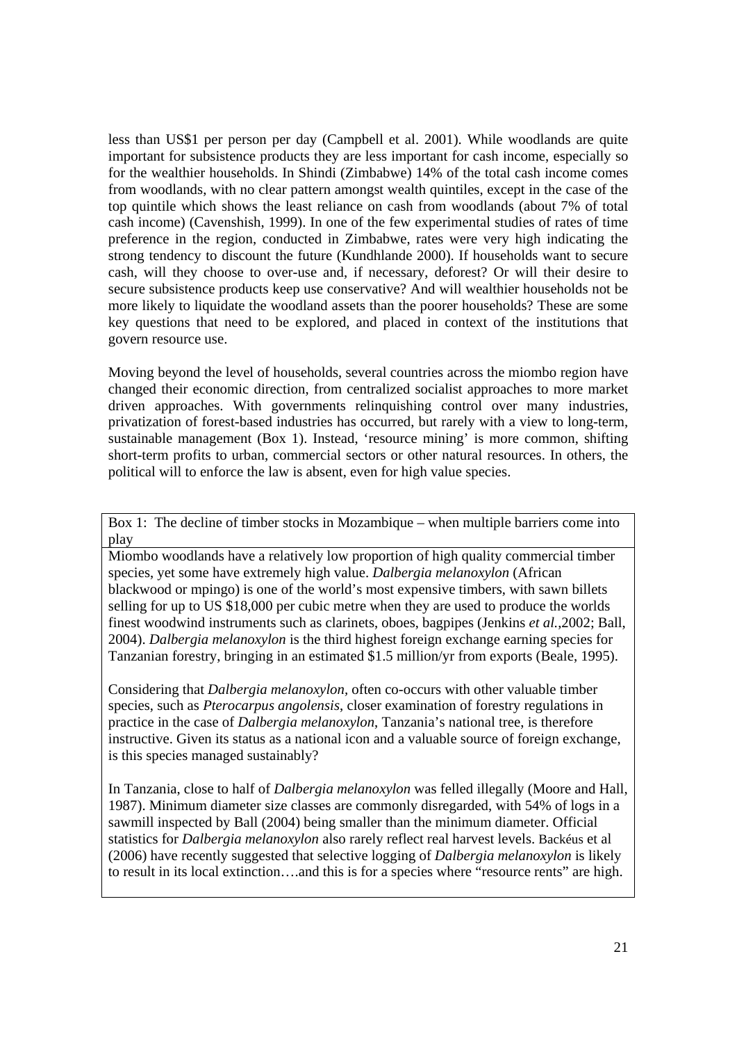less than US$1 per person per day (Campbell et al. 2001). While woodlands are quite important for subsistence products they are less important for cash income, especially so for the wealthier households. In Shindi (Zimbabwe) 14% of the total cash income comes from woodlands, with no clear pattern amongst wealth quintiles, except in the case of the top quintile which shows the least reliance on cash from woodlands (about 7% of total cash income) (Cavenshish, 1999). In one of the few experimental studies of rates of time preference in the region, conducted in Zimbabwe, rates were very high indicating the strong tendency to discount the future (Kundhlande 2000). If households want to secure cash, will they choose to over-use and, if necessary, deforest? Or will their desire to secure subsistence products keep use conservative? And will wealthier households not be more likely to liquidate the woodland assets than the poorer households? These are some key questions that need to be explored, and placed in context of the institutions that govern resource use.

Moving beyond the level of households, several countries across the miombo region have changed their economic direction, from centralized socialist approaches to more market driven approaches. With governments relinquishing control over many industries, privatization of forest-based industries has occurred, but rarely with a view to long-term, sustainable management (Box 1). Instead, 'resource mining' is more common, shifting short-term profits to urban, commercial sectors or other natural resources. In others, the political will to enforce the law is absent, even for high value species.

---

**Box 1: The decline of timber stocks in Mozambique – when multiple barriers come into play**

Miombo woodlands have a relatively low proportion of high quality commercial timber species, yet some have extremely high value. *Dalbergia melanoxylon* (African blackwood or mpingo) is one of the world's most expensive timbers, with sawn billets selling for up to US $18,000 per cubic metre when they are used to produce the worlds finest woodwind instruments such as clarinets, oboes, bagpipes (Jenkins *et al.*,2002; Ball, 2004). *Dalbergia melanoxylon* is the third highest foreign exchange earning species for Tanzanian forestry, bringing in an estimated $1.5 million/yr from exports (Beale, 1995).

Considering that *Dalbergia melanoxylon,* often co-occurs with other valuable timber species, such as *Pterocarpus angolensis*, closer examination of forestry regulations in practice in the case of *Dalbergia melanoxylon*, Tanzania's national tree, is therefore instructive. Given its status as a national icon and a valuable source of foreign exchange, is this species managed sustainably?

In Tanzania, close to half of *Dalbergia melanoxylon* was felled illegally (Moore and Hall, 1987). Minimum diameter size classes are commonly disregarded, with 54% of logs in a sawmill inspected by Ball (2004) being smaller than the minimum diameter. Official statistics for *Dalbergia melanoxylon* also rarely reflect real harvest levels. Backéus et al (2006) have recently suggested that selective logging of *Dalbergia melanoxylon* is likely to result in its local extinction….and this is for a species where "resource rents" are high.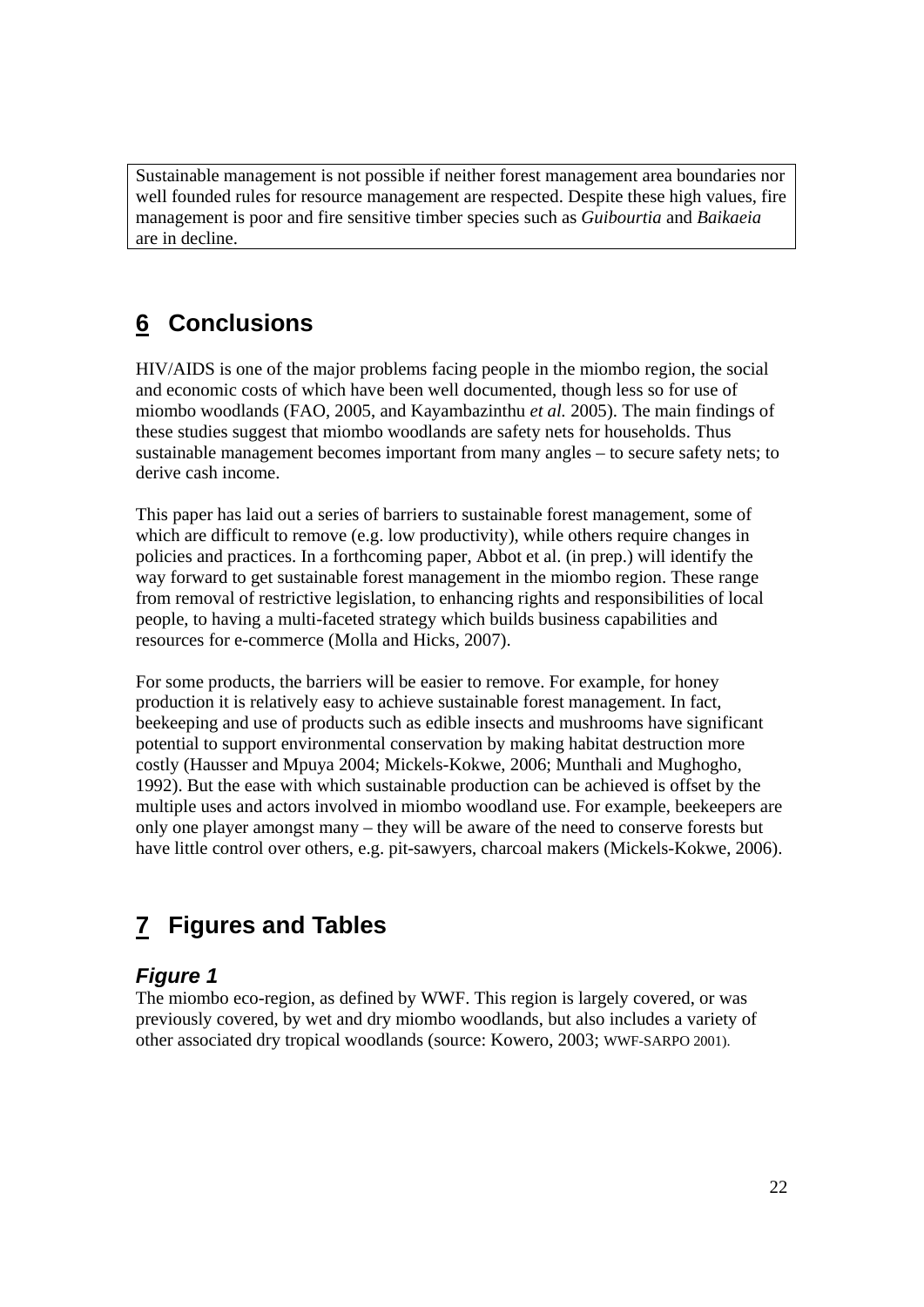Sustainable management is not possible if neither forest management area boundaries nor well founded rules for resource management are respected. Despite these high values, fire management is poor and fire sensitive timber species such as *Guibourtia* and *Baikaeia* are in decline.

# 6 Conclusions

HIV/AIDS is one of the major problems facing people in the miombo region, the social and economic costs of which have been well documented, though less so for use of miombo woodlands (FAO, 2005, and Kayambazinthu *et al.* 2005). The main findings of these studies suggest that miombo woodlands are safety nets for households. Thus sustainable management becomes important from many angles – to secure safety nets; to derive cash income.

This paper has laid out a series of barriers to sustainable forest management, some of which are difficult to remove (e.g. low productivity), while others require changes in policies and practices. In a forthcoming paper, Abbot et al. (in prep.) will identify the way forward to get sustainable forest management in the miombo region. These range from removal of restrictive legislation, to enhancing rights and responsibilities of local people, to having a multi-faceted strategy which builds business capabilities and resources for e-commerce (Molla and Hicks, 2007).

For some products, the barriers will be easier to remove. For example, for honey production it is relatively easy to achieve sustainable forest management. In fact, beekeeping and use of products such as edible insects and mushrooms have significant potential to support environmental conservation by making habitat destruction more costly (Hausser and Mpuya 2004; Mickels-Kokwe, 2006; Munthali and Mughogho, 1992). But the ease with which sustainable production can be achieved is offset by the multiple uses and actors involved in miombo woodland use. For example, beekeepers are only one player amongst many – they will be aware of the need to conserve forests but have little control over others, e.g. pit-sawyers, charcoal makers (Mickels-Kokwe, 2006).

# 7 Figures and Tables

### *Figure 1*

The miombo eco-region, as defined by WWF. This region is largely covered, or was previously covered, by wet and dry miombo woodlands, but also includes a variety of other associated dry tropical woodlands (source: Kowero, 2003; WWF-SARPO 2001).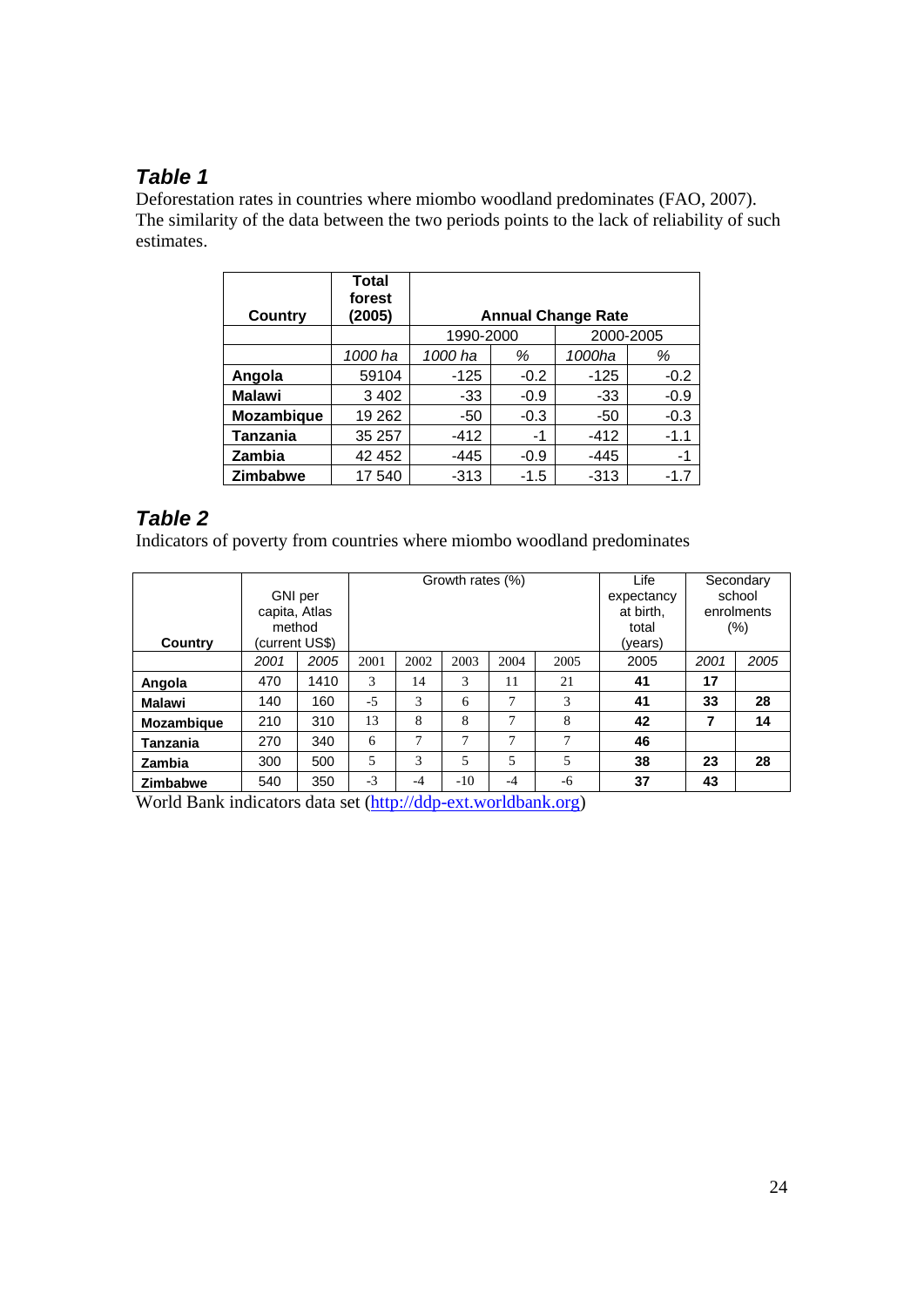## *Table 1*

Deforestation rates in countries where miombo woodland predominates (FAO, 2007). The similarity of the data between the two periods points to the lack of reliability of such estimates.

| Country | Total forest (2005) | Annual Change Rate | | | |
|---|---|---|---|---|---|
| | | 1990-2000 | | 2000-2005 | |
| | *1000 ha* | *1000 ha* | *%* | *1000ha* | *%* |
| **Angola** | 59104 | -125 | -0.2 | -125 | -0.2 |
| **Malawi** | 3 402 | -33 | -0.9 | -33 | -0.9 |
| **Mozambique** | 19 262 | -50 | -0.3 | -50 | -0.3 |
| **Tanzania** | 35 257 | -412 | -1 | -412 | -1.1 |
| **Zambia** | 42 452 | -445 | -0.9 | -445 | -1 |
| **Zimbabwe** | 17 540 | -313 | -1.5 | -313 | -1.7 |

## *Table 2*

Indicators of poverty from countries where miombo woodland predominates

| Country | GNI per capita, Atlas method (current US$) | | Growth rates (%) | | | | | Life expectancy at birth, total (years) | Secondary school enrolments (%) | |
|---|---|---|---|---|---|---|---|---|---|---|
| | *2001* | *2005* | 2001 | 2002 | 2003 | 2004 | 2005 | 2005 | *2001* | *2005* |
| **Angola** | 470 | 1410 | 3 | 14 | 3 | 11 | 21 | **41** | **17** | |
| **Malawi** | 140 | 160 | -5 | 3 | 6 | 7 | 3 | **41** | **33** | **28** |
| **Mozambique** | 210 | 310 | 13 | 8 | 8 | 7 | 8 | **42** | **7** | **14** |
| **Tanzania** | 270 | 340 | 6 | 7 | 7 | 7 | 7 | **46** | | |
| **Zambia** | 300 | 500 | 5 | 3 | 5 | 5 | 5 | **38** | **23** | **28** |
| **Zimbabwe** | 540 | 350 | -3 | -4 | -10 | -4 | -6 | **37** | **43** | |

World Bank indicators data set (http://ddp-ext.worldbank.org)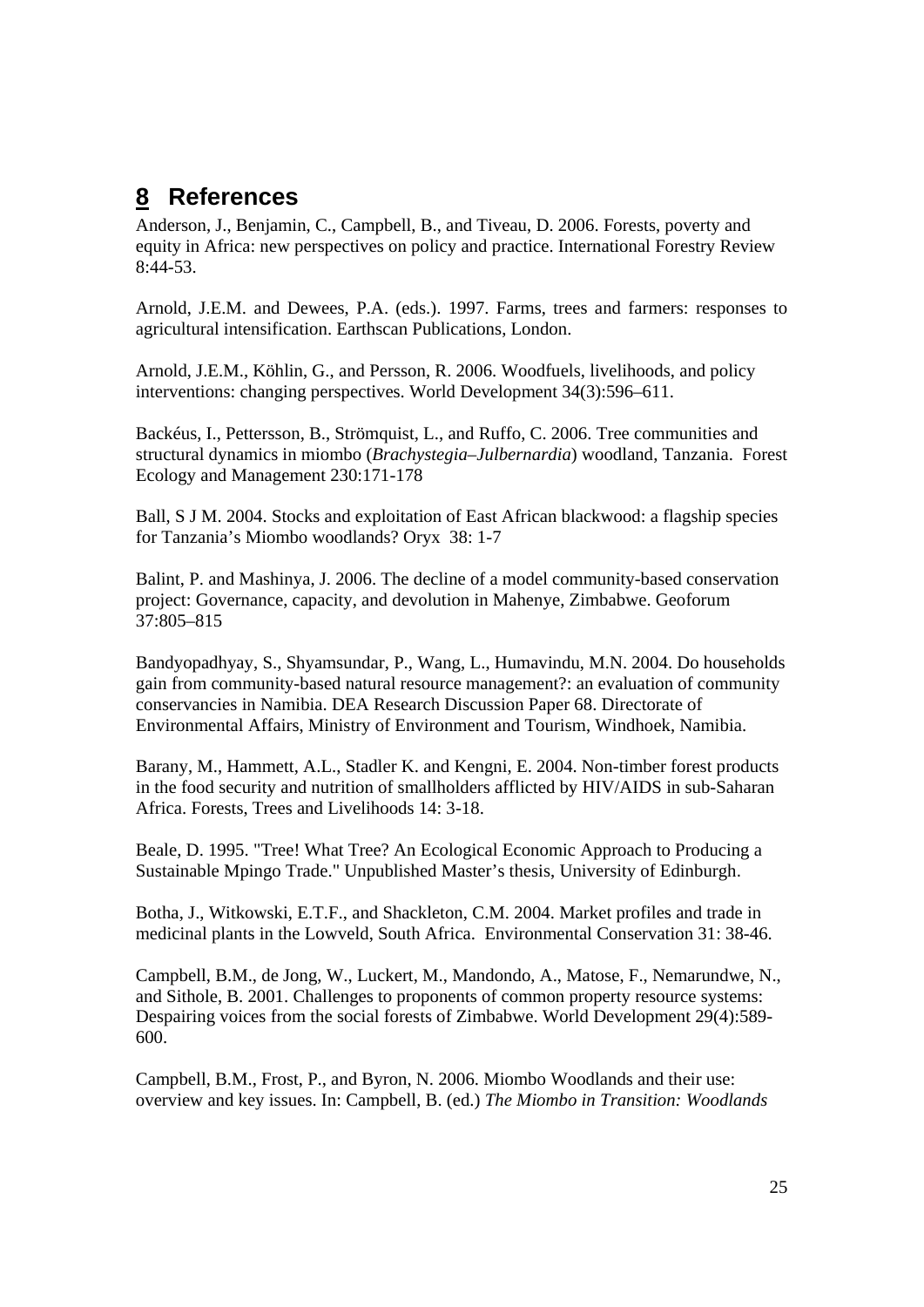# 8 References

Anderson, J., Benjamin, C., Campbell, B., and Tiveau, D. 2006. Forests, poverty and equity in Africa: new perspectives on policy and practice. International Forestry Review 8:44-53.

Arnold, J.E.M. and Dewees, P.A. (eds.). 1997. Farms, trees and farmers: responses to agricultural intensification. Earthscan Publications, London.

Arnold, J.E.M., Köhlin, G., and Persson, R. 2006. Woodfuels, livelihoods, and policy interventions: changing perspectives. World Development 34(3):596–611.

Backéus, I., Pettersson, B., Strömquist, L., and Ruffo, C. 2006. Tree communities and structural dynamics in miombo (*Brachystegia–Julbernardia*) woodland, Tanzania. Forest Ecology and Management 230:171-178

Ball, S J M. 2004. Stocks and exploitation of East African blackwood: a flagship species for Tanzania's Miombo woodlands? Oryx 38: 1-7

Balint, P. and Mashinya, J. 2006. The decline of a model community-based conservation project: Governance, capacity, and devolution in Mahenye, Zimbabwe. Geoforum 37:805–815

Bandyopadhyay, S., Shyamsundar, P., Wang, L., Humavindu, M.N. 2004. Do households gain from community-based natural resource management?: an evaluation of community conservancies in Namibia. DEA Research Discussion Paper 68. Directorate of Environmental Affairs, Ministry of Environment and Tourism, Windhoek, Namibia.

Barany, M., Hammett, A.L., Stadler K. and Kengni, E. 2004. Non-timber forest products in the food security and nutrition of smallholders afflicted by HIV/AIDS in sub-Saharan Africa. Forests, Trees and Livelihoods 14: 3-18.

Beale, D. 1995. "Tree! What Tree? An Ecological Economic Approach to Producing a Sustainable Mpingo Trade." Unpublished Master's thesis, University of Edinburgh.

Botha, J., Witkowski, E.T.F., and Shackleton, C.M. 2004. Market profiles and trade in medicinal plants in the Lowveld, South Africa. Environmental Conservation 31: 38-46.

Campbell, B.M., de Jong, W., Luckert, M., Mandondo, A., Matose, F., Nemarundwe, N., and Sithole, B. 2001. Challenges to proponents of common property resource systems: Despairing voices from the social forests of Zimbabwe. World Development 29(4):589-600.

Campbell, B.M., Frost, P., and Byron, N. 2006. Miombo Woodlands and their use: overview and key issues. In: Campbell, B. (ed.) *The Miombo in Transition: Woodlands*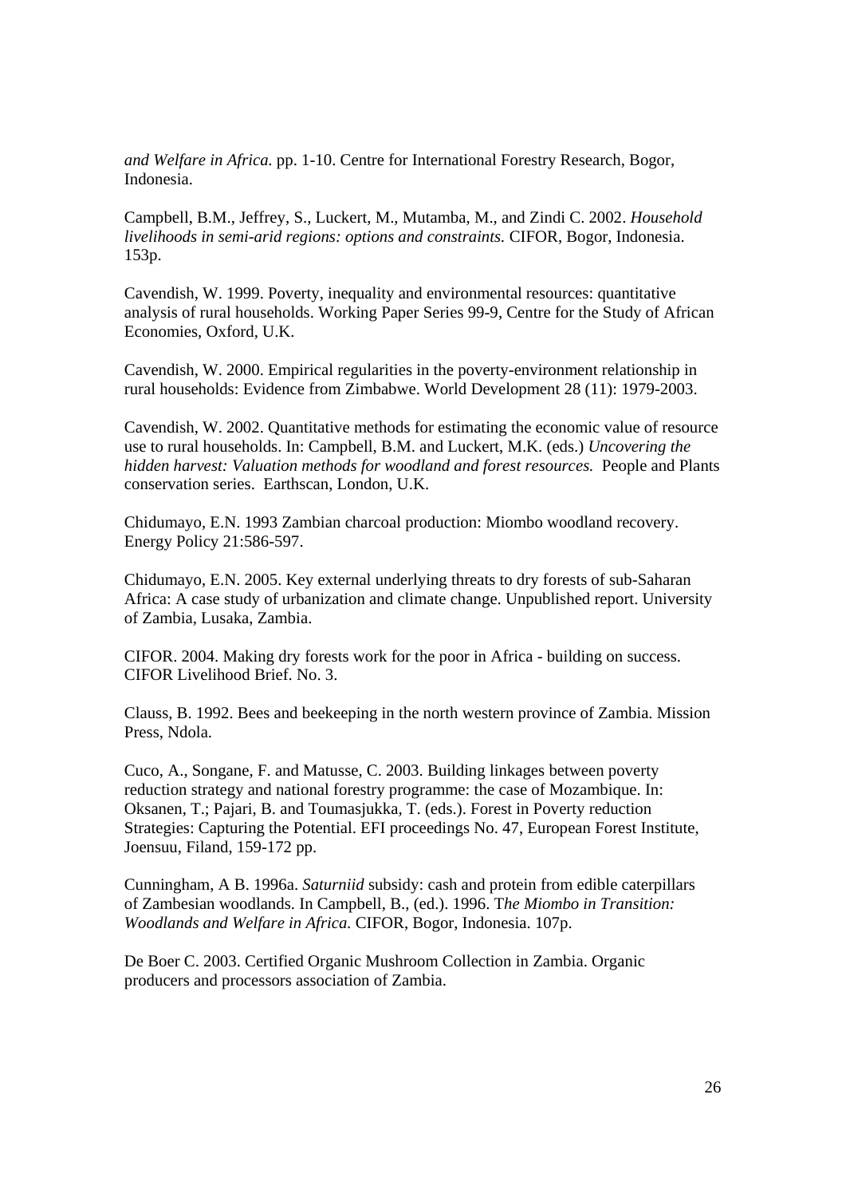*and Welfare in Africa.* pp. 1-10. Centre for International Forestry Research, Bogor, Indonesia.

Campbell, B.M., Jeffrey, S., Luckert, M., Mutamba, M., and Zindi C. 2002. *Household livelihoods in semi-arid regions: options and constraints.* CIFOR, Bogor, Indonesia. 153p.

Cavendish, W. 1999. Poverty, inequality and environmental resources: quantitative analysis of rural households. Working Paper Series 99-9, Centre for the Study of African Economies, Oxford, U.K.

Cavendish, W. 2000. Empirical regularities in the poverty-environment relationship in rural households: Evidence from Zimbabwe. World Development 28 (11): 1979-2003.

Cavendish, W. 2002. Quantitative methods for estimating the economic value of resource use to rural households. In: Campbell, B.M. and Luckert, M.K. (eds.) *Uncovering the hidden harvest: Valuation methods for woodland and forest resources.* People and Plants conservation series. Earthscan, London, U.K.

Chidumayo, E.N. 1993 Zambian charcoal production: Miombo woodland recovery. Energy Policy 21:586-597.

Chidumayo, E.N. 2005. Key external underlying threats to dry forests of sub-Saharan Africa: A case study of urbanization and climate change. Unpublished report. University of Zambia, Lusaka, Zambia.

CIFOR. 2004. Making dry forests work for the poor in Africa - building on success. CIFOR Livelihood Brief. No. 3.

Clauss, B. 1992. Bees and beekeeping in the north western province of Zambia. Mission Press, Ndola.

Cuco, A., Songane, F. and Matusse, C. 2003. Building linkages between poverty reduction strategy and national forestry programme: the case of Mozambique. In: Oksanen, T.; Pajari, B. and Toumasjukka, T. (eds.). Forest in Poverty reduction Strategies: Capturing the Potential. EFI proceedings No. 47, European Forest Institute, Joensuu, Filand, 159-172 pp.

Cunningham, A B. 1996a. *Saturniid* subsidy: cash and protein from edible caterpillars of Zambesian woodlands. In Campbell, B., (ed.). 1996. T*he Miombo in Transition: Woodlands and Welfare in Africa.* CIFOR, Bogor, Indonesia. 107p.

De Boer C. 2003. Certified Organic Mushroom Collection in Zambia. Organic producers and processors association of Zambia.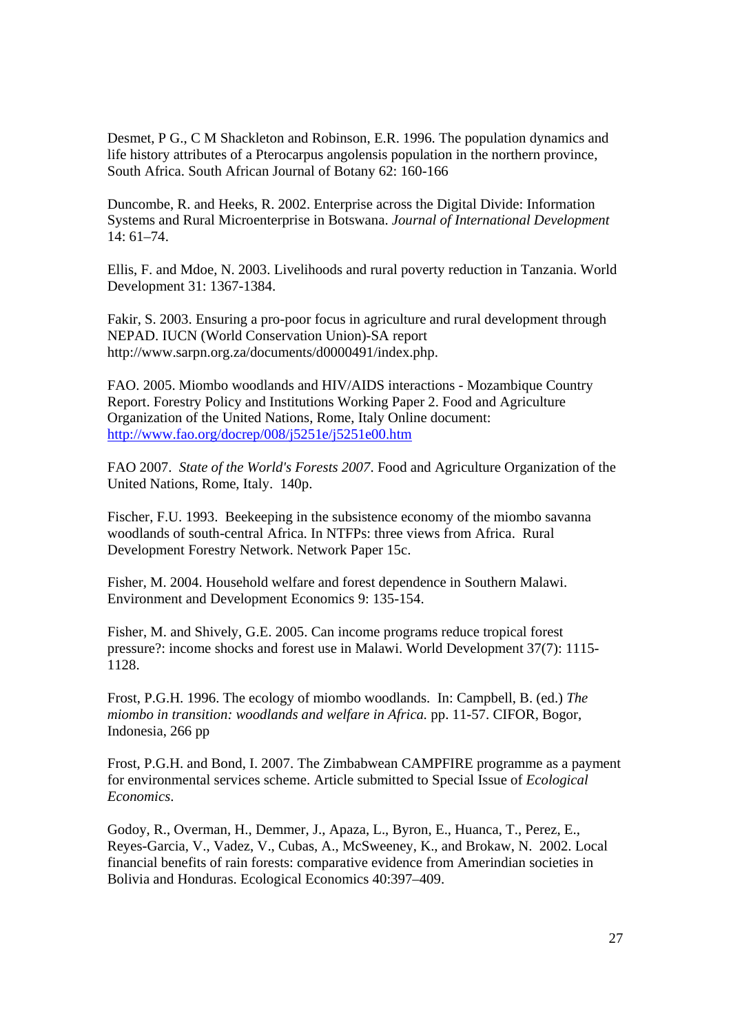Desmet, P G., C M Shackleton and Robinson, E.R. 1996. The population dynamics and life history attributes of a Pterocarpus angolensis population in the northern province, South Africa. South African Journal of Botany 62: 160-166

Duncombe, R. and Heeks, R. 2002. Enterprise across the Digital Divide: Information Systems and Rural Microenterprise in Botswana. *Journal of International Development* 14: 61–74.

Ellis, F. and Mdoe, N. 2003. Livelihoods and rural poverty reduction in Tanzania. World Development 31: 1367-1384.

Fakir, S. 2003. Ensuring a pro-poor focus in agriculture and rural development through NEPAD. IUCN (World Conservation Union)-SA report http://www.sarpn.org.za/documents/d0000491/index.php.

FAO. 2005. Miombo woodlands and HIV/AIDS interactions - Mozambique Country Report. Forestry Policy and Institutions Working Paper 2. Food and Agriculture Organization of the United Nations, Rome, Italy Online document: http://www.fao.org/docrep/008/j5251e/j5251e00.htm

FAO 2007. *State of the World's Forests 2007*. Food and Agriculture Organization of the United Nations, Rome, Italy. 140p.

Fischer, F.U. 1993. Beekeeping in the subsistence economy of the miombo savanna woodlands of south-central Africa. In NTFPs: three views from Africa. Rural Development Forestry Network. Network Paper 15c.

Fisher, M. 2004. Household welfare and forest dependence in Southern Malawi. Environment and Development Economics 9: 135-154.

Fisher, M. and Shively, G.E. 2005. Can income programs reduce tropical forest pressure?: income shocks and forest use in Malawi. World Development 37(7): 1115-1128.

Frost, P.G.H. 1996. The ecology of miombo woodlands. In: Campbell, B. (ed.) *The miombo in transition: woodlands and welfare in Africa.* pp. 11-57. CIFOR, Bogor, Indonesia, 266 pp

Frost, P.G.H. and Bond, I. 2007. The Zimbabwean CAMPFIRE programme as a payment for environmental services scheme. Article submitted to Special Issue of *Ecological Economics*.

Godoy, R., Overman, H., Demmer, J., Apaza, L., Byron, E., Huanca, T., Perez, E., Reyes-Garcia, V., Vadez, V., Cubas, A., McSweeney, K., and Brokaw, N. 2002. Local financial benefits of rain forests: comparative evidence from Amerindian societies in Bolivia and Honduras. Ecological Economics 40:397–409.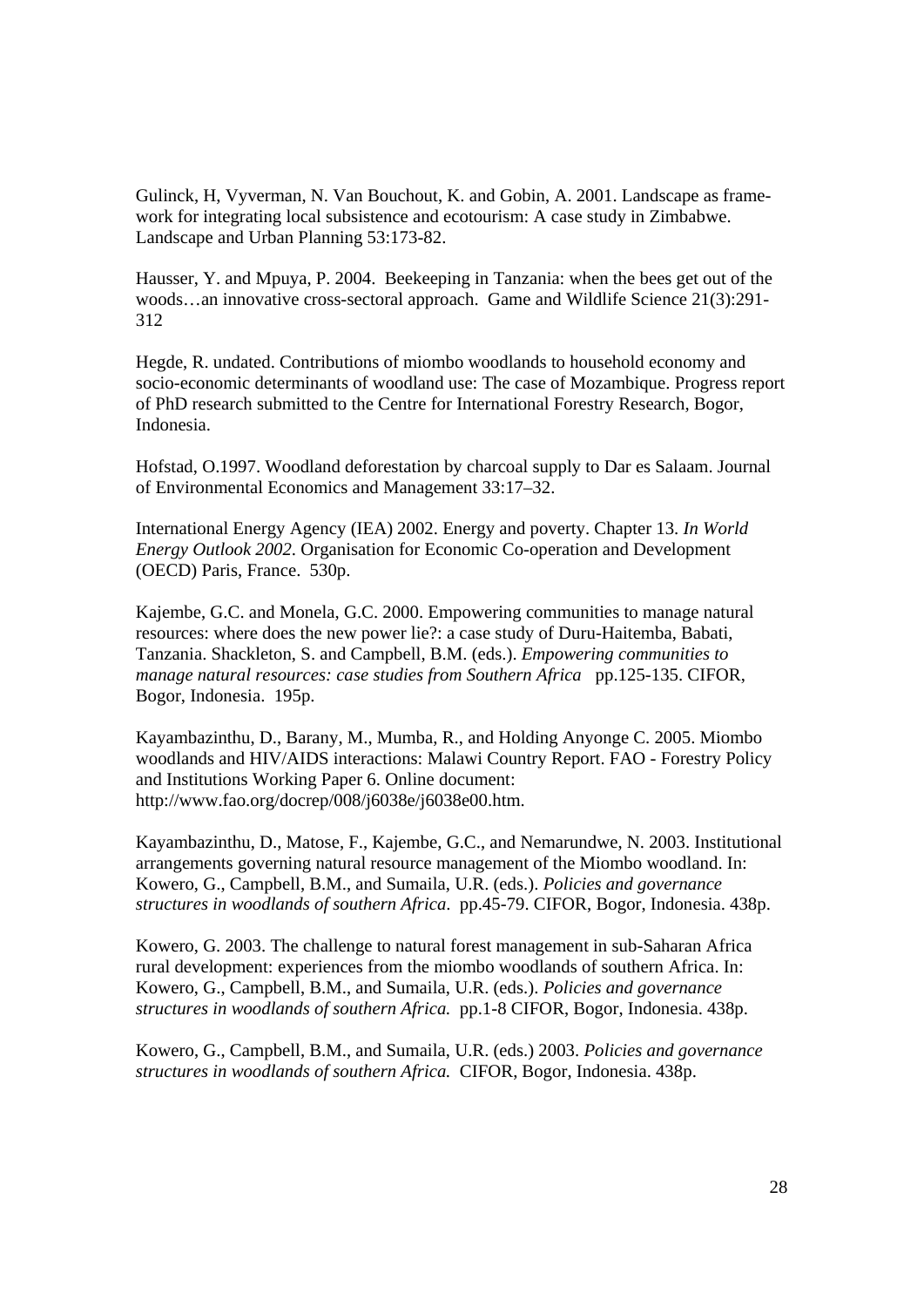Gulinck, H, Vyverman, N. Van Bouchout, K. and Gobin, A. 2001. Landscape as framework for integrating local subsistence and ecotourism: A case study in Zimbabwe. Landscape and Urban Planning 53:173-82.

Hausser, Y. and Mpuya, P. 2004. Beekeeping in Tanzania: when the bees get out of the woods…an innovative cross-sectoral approach. Game and Wildlife Science 21(3):291-312

Hegde, R. undated. Contributions of miombo woodlands to household economy and socio-economic determinants of woodland use: The case of Mozambique. Progress report of PhD research submitted to the Centre for International Forestry Research, Bogor, Indonesia.

Hofstad, O.1997. Woodland deforestation by charcoal supply to Dar es Salaam. Journal of Environmental Economics and Management 33:17–32.

International Energy Agency (IEA) 2002. Energy and poverty. Chapter 13. *In World Energy Outlook 2002*. Organisation for Economic Co-operation and Development (OECD) Paris, France. 530p.

Kajembe, G.C. and Monela, G.C. 2000. Empowering communities to manage natural resources: where does the new power lie?: a case study of Duru-Haitemba, Babati, Tanzania. Shackleton, S. and Campbell, B.M. (eds.). *Empowering communities to manage natural resources: case studies from Southern Africa* pp.125-135. CIFOR, Bogor, Indonesia. 195p.

Kayambazinthu, D., Barany, M., Mumba, R., and Holding Anyonge C. 2005. Miombo woodlands and HIV/AIDS interactions: Malawi Country Report. FAO - Forestry Policy and Institutions Working Paper 6. Online document: http://www.fao.org/docrep/008/j6038e/j6038e00.htm.

Kayambazinthu, D., Matose, F., Kajembe, G.C., and Nemarundwe, N. 2003. Institutional arrangements governing natural resource management of the Miombo woodland. In: Kowero, G., Campbell, B.M., and Sumaila, U.R. (eds.). *Policies and governance structures in woodlands of southern Africa*. pp.45-79. CIFOR, Bogor, Indonesia. 438p.

Kowero, G. 2003. The challenge to natural forest management in sub-Saharan Africa rural development: experiences from the miombo woodlands of southern Africa. In: Kowero, G., Campbell, B.M., and Sumaila, U.R. (eds.). *Policies and governance structures in woodlands of southern Africa.* pp.1-8 CIFOR, Bogor, Indonesia. 438p.

Kowero, G., Campbell, B.M., and Sumaila, U.R. (eds.) 2003. *Policies and governance structures in woodlands of southern Africa.* CIFOR, Bogor, Indonesia. 438p.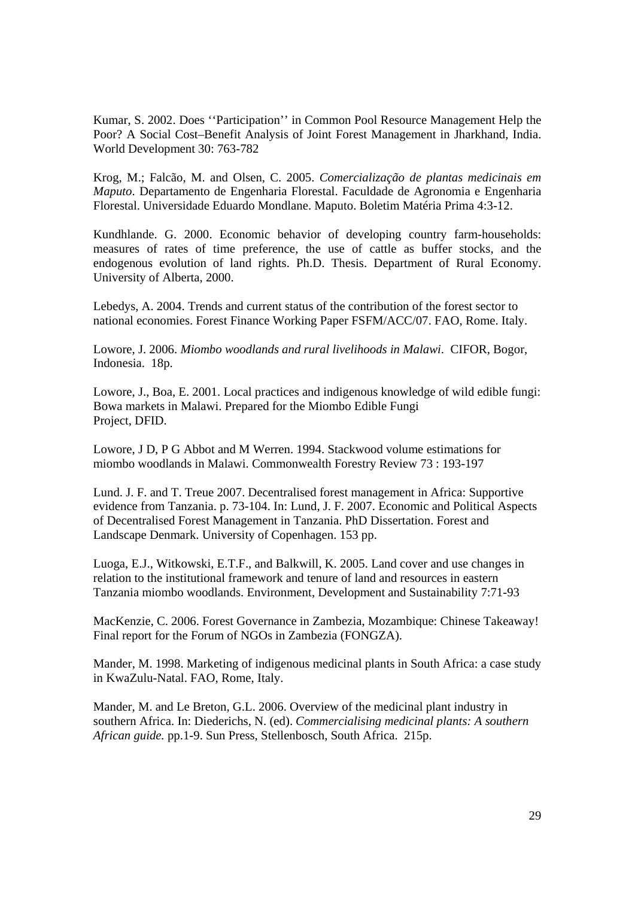Kumar, S. 2002. Does ''Participation'' in Common Pool Resource Management Help the Poor? A Social Cost–Benefit Analysis of Joint Forest Management in Jharkhand, India. World Development 30: 763-782

Krog, M.; Falcão, M. and Olsen, C. 2005. *Comercialização de plantas medicinais em Maputo*. Departamento de Engenharia Florestal. Faculdade de Agronomia e Engenharia Florestal. Universidade Eduardo Mondlane. Maputo. Boletim Matéria Prima 4:3-12.

Kundhlande. G. 2000. Economic behavior of developing country farm-households: measures of rates of time preference, the use of cattle as buffer stocks, and the endogenous evolution of land rights. Ph.D. Thesis. Department of Rural Economy. University of Alberta, 2000.

Lebedys, A. 2004. Trends and current status of the contribution of the forest sector to national economies. Forest Finance Working Paper FSFM/ACC/07. FAO, Rome. Italy.

Lowore, J. 2006. *Miombo woodlands and rural livelihoods in Malawi*. CIFOR, Bogor, Indonesia. 18p.

Lowore, J., Boa, E. 2001. Local practices and indigenous knowledge of wild edible fungi: Bowa markets in Malawi. Prepared for the Miombo Edible Fungi Project, DFID.

Lowore, J D, P G Abbot and M Werren. 1994. Stackwood volume estimations for miombo woodlands in Malawi. Commonwealth Forestry Review 73 : 193-197

Lund. J. F. and T. Treue 2007. Decentralised forest management in Africa: Supportive evidence from Tanzania. p. 73-104. In: Lund, J. F. 2007. Economic and Political Aspects of Decentralised Forest Management in Tanzania. PhD Dissertation. Forest and Landscape Denmark. University of Copenhagen. 153 pp.

Luoga, E.J., Witkowski, E.T.F., and Balkwill, K. 2005. Land cover and use changes in relation to the institutional framework and tenure of land and resources in eastern Tanzania miombo woodlands. Environment, Development and Sustainability 7:71-93

MacKenzie, C. 2006. Forest Governance in Zambezia, Mozambique: Chinese Takeaway! Final report for the Forum of NGOs in Zambezia (FONGZA).

Mander, M. 1998. Marketing of indigenous medicinal plants in South Africa: a case study in KwaZulu-Natal. FAO, Rome, Italy.

Mander, M. and Le Breton, G.L. 2006. Overview of the medicinal plant industry in southern Africa. In: Diederichs, N. (ed). *Commercialising medicinal plants: A southern African guide.* pp.1-9. Sun Press, Stellenbosch, South Africa. 215p.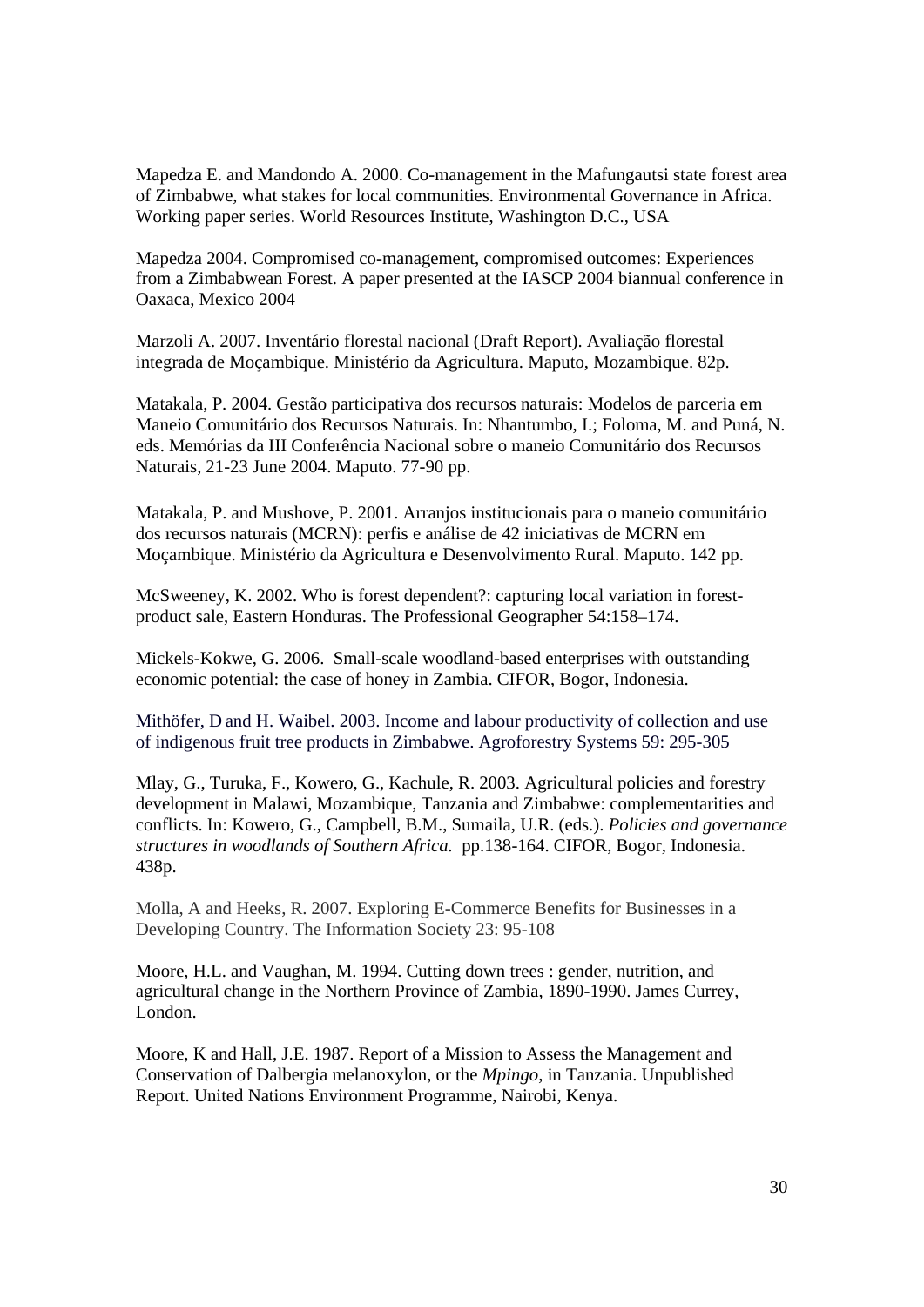Mapedza E. and Mandondo A. 2000. Co-management in the Mafungautsi state forest area of Zimbabwe, what stakes for local communities. Environmental Governance in Africa. Working paper series. World Resources Institute, Washington D.C., USA

Mapedza 2004. Compromised co-management, compromised outcomes: Experiences from a Zimbabwean Forest. A paper presented at the IASCP 2004 biannual conference in Oaxaca, Mexico 2004

Marzoli A. 2007. Inventário florestal nacional (Draft Report). Avaliação florestal integrada de Moçambique. Ministério da Agricultura. Maputo, Mozambique. 82p.

Matakala, P. 2004. Gestão participativa dos recursos naturais: Modelos de parceria em Maneio Comunitário dos Recursos Naturais. In: Nhantumbo, I.; Foloma, M. and Puná, N. eds. Memórias da III Conferência Nacional sobre o maneio Comunitário dos Recursos Naturais, 21-23 June 2004. Maputo. 77-90 pp.

Matakala, P. and Mushove, P. 2001. Arranjos institucionais para o maneio comunitário dos recursos naturais (MCRN): perfis e análise de 42 iniciativas de MCRN em Moçambique. Ministério da Agricultura e Desenvolvimento Rural. Maputo. 142 pp.

McSweeney, K. 2002. Who is forest dependent?: capturing local variation in forest-product sale, Eastern Honduras. The Professional Geographer 54:158–174.

Mickels-Kokwe, G. 2006. Small-scale woodland-based enterprises with outstanding economic potential: the case of honey in Zambia. CIFOR, Bogor, Indonesia.

Mithöfer, D and H. Waibel. 2003. Income and labour productivity of collection and use of indigenous fruit tree products in Zimbabwe. Agroforestry Systems 59: 295-305

Mlay, G., Turuka, F., Kowero, G., Kachule, R. 2003. Agricultural policies and forestry development in Malawi, Mozambique, Tanzania and Zimbabwe: complementarities and conflicts. In: Kowero, G., Campbell, B.M., Sumaila, U.R. (eds.). *Policies and governance structures in woodlands of Southern Africa.* pp.138-164. CIFOR, Bogor, Indonesia. 438p.

Molla, A and Heeks, R. 2007. Exploring E-Commerce Benefits for Businesses in a Developing Country. The Information Society 23: 95-108

Moore, H.L. and Vaughan, M. 1994. Cutting down trees : gender, nutrition, and agricultural change in the Northern Province of Zambia, 1890-1990. James Currey, London.

Moore, K and Hall, J.E. 1987. Report of a Mission to Assess the Management and Conservation of Dalbergia melanoxylon, or the *Mpingo*, in Tanzania. Unpublished Report. United Nations Environment Programme, Nairobi, Kenya.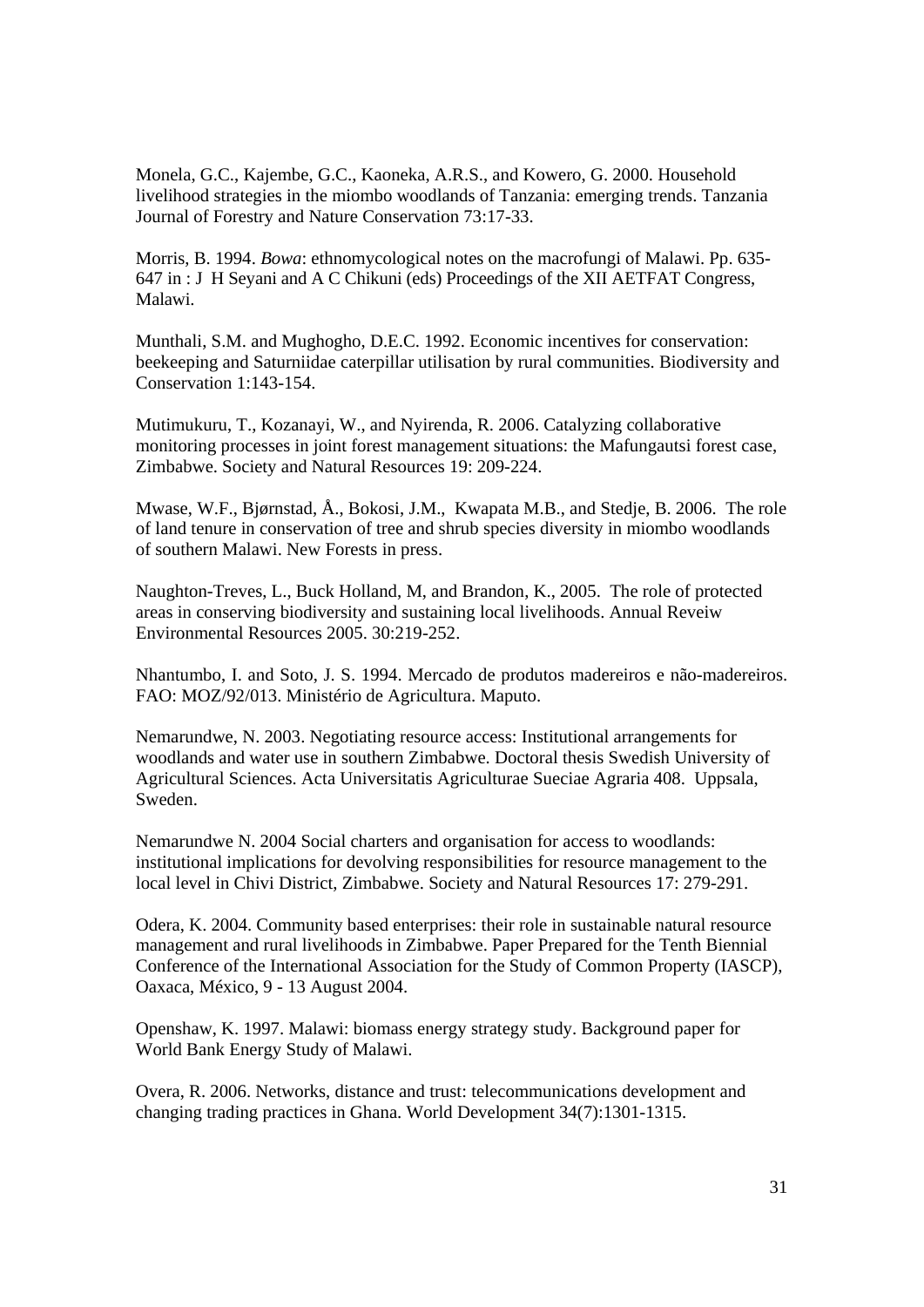Monela, G.C., Kajembe, G.C., Kaoneka, A.R.S., and Kowero, G. 2000. Household livelihood strategies in the miombo woodlands of Tanzania: emerging trends. Tanzania Journal of Forestry and Nature Conservation 73:17-33.

Morris, B. 1994. *Bowa*: ethnomycological notes on the macrofungi of Malawi. Pp. 635-647 in : J H Seyani and A C Chikuni (eds) Proceedings of the XII AETFAT Congress, Malawi.

Munthali, S.M. and Mughogho, D.E.C. 1992. Economic incentives for conservation: beekeeping and Saturniidae caterpillar utilisation by rural communities. Biodiversity and Conservation 1:143-154.

Mutimukuru, T., Kozanayi, W., and Nyirenda, R. 2006. Catalyzing collaborative monitoring processes in joint forest management situations: the Mafungautsi forest case, Zimbabwe. Society and Natural Resources 19: 209-224.

Mwase, W.F., Bjørnstad, Å., Bokosi, J.M., Kwapata M.B., and Stedje, B. 2006. The role of land tenure in conservation of tree and shrub species diversity in miombo woodlands of southern Malawi. New Forests in press.

Naughton-Treves, L., Buck Holland, M, and Brandon, K., 2005. The role of protected areas in conserving biodiversity and sustaining local livelihoods. Annual Reveiw Environmental Resources 2005. 30:219-252.

Nhantumbo, I. and Soto, J. S. 1994. Mercado de produtos madereiros e não-madereiros. FAO: MOZ/92/013. Ministério de Agricultura. Maputo.

Nemarundwe, N. 2003. Negotiating resource access: Institutional arrangements for woodlands and water use in southern Zimbabwe. Doctoral thesis Swedish University of Agricultural Sciences. Acta Universitatis Agriculturae Sueciae Agraria 408. Uppsala, Sweden.

Nemarundwe N. 2004 Social charters and organisation for access to woodlands: institutional implications for devolving responsibilities for resource management to the local level in Chivi District, Zimbabwe. Society and Natural Resources 17: 279-291.

Odera, K. 2004. Community based enterprises: their role in sustainable natural resource management and rural livelihoods in Zimbabwe. Paper Prepared for the Tenth Biennial Conference of the International Association for the Study of Common Property (IASCP), Oaxaca, México, 9 - 13 August 2004.

Openshaw, K. 1997. Malawi: biomass energy strategy study. Background paper for World Bank Energy Study of Malawi.

Overa, R. 2006. Networks, distance and trust: telecommunications development and changing trading practices in Ghana. World Development 34(7):1301-1315.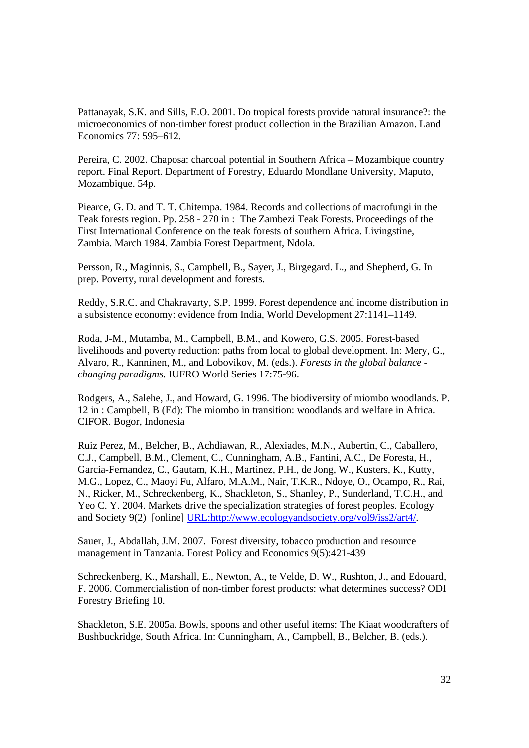Pattanayak, S.K. and Sills, E.O. 2001. Do tropical forests provide natural insurance?: the microeconomics of non-timber forest product collection in the Brazilian Amazon. Land Economics 77: 595–612.

Pereira, C. 2002. Chaposa: charcoal potential in Southern Africa – Mozambique country report. Final Report. Department of Forestry, Eduardo Mondlane University, Maputo, Mozambique. 54p.

Piearce, G. D. and T. T. Chitempa. 1984. Records and collections of macrofungi in the Teak forests region. Pp. 258 - 270 in : The Zambezi Teak Forests. Proceedings of the First International Conference on the teak forests of southern Africa. Livingstine, Zambia. March 1984. Zambia Forest Department, Ndola.

Persson, R., Maginnis, S., Campbell, B., Sayer, J., Birgegard. L., and Shepherd, G. In prep. Poverty, rural development and forests.

Reddy, S.R.C. and Chakravarty, S.P. 1999. Forest dependence and income distribution in a subsistence economy: evidence from India, World Development 27:1141–1149.

Roda, J-M., Mutamba, M., Campbell, B.M., and Kowero, G.S. 2005. Forest-based livelihoods and poverty reduction: paths from local to global development. In: Mery, G., Alvaro, R., Kanninen, M., and Lobovikov, M. (eds.). *Forests in the global balance - changing paradigms.* IUFRO World Series 17:75-96.

Rodgers, A., Salehe, J., and Howard, G. 1996. The biodiversity of miombo woodlands. P. 12 in : Campbell, B (Ed): The miombo in transition: woodlands and welfare in Africa. CIFOR. Bogor, Indonesia

Ruiz Perez, M., Belcher, B., Achdiawan, R., Alexiades, M.N., Aubertin, C., Caballero, C.J., Campbell, B.M., Clement, C., Cunningham, A.B., Fantini, A.C., De Foresta, H., Garcia-Fernandez, C., Gautam, K.H., Martinez, P.H., de Jong, W., Kusters, K., Kutty, M.G., Lopez, C., Maoyi Fu, Alfaro, M.A.M., Nair, T.K.R., Ndoye, O., Ocampo, R., Rai, N., Ricker, M., Schreckenberg, K., Shackleton, S., Shanley, P., Sunderland, T.C.H., and Yeo C. Y. 2004. Markets drive the specialization strategies of forest peoples. Ecology and Society 9(2) [online] URL:http://www.ecologyandsociety.org/vol9/iss2/art4/.

Sauer, J., Abdallah, J.M. 2007. Forest diversity, tobacco production and resource management in Tanzania. Forest Policy and Economics 9(5):421-439

Schreckenberg, K., Marshall, E., Newton, A., te Velde, D. W., Rushton, J., and Edouard, F. 2006. Commercialistion of non-timber forest products: what determines success? ODI Forestry Briefing 10.

Shackleton, S.E. 2005a. Bowls, spoons and other useful items: The Kiaat woodcrafters of Bushbuckridge, South Africa. In: Cunningham, A., Campbell, B., Belcher, B. (eds.).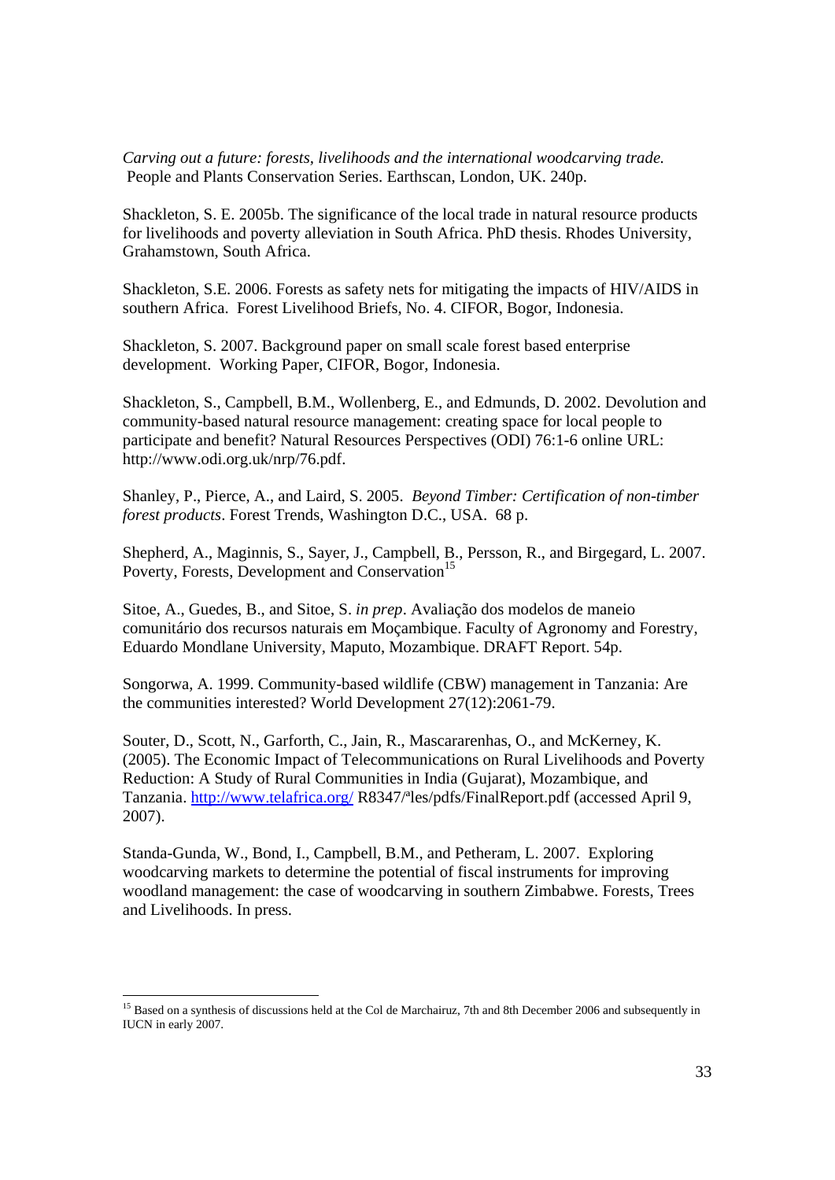*Carving out a future: forests, livelihoods and the international woodcarving trade.* People and Plants Conservation Series. Earthscan, London, UK. 240p.

Shackleton, S. E. 2005b. The significance of the local trade in natural resource products for livelihoods and poverty alleviation in South Africa. PhD thesis. Rhodes University, Grahamstown, South Africa.

Shackleton, S.E. 2006. Forests as safety nets for mitigating the impacts of HIV/AIDS in southern Africa. Forest Livelihood Briefs, No. 4. CIFOR, Bogor, Indonesia.

Shackleton, S. 2007. Background paper on small scale forest based enterprise development. Working Paper, CIFOR, Bogor, Indonesia.

Shackleton, S., Campbell, B.M., Wollenberg, E., and Edmunds, D. 2002. Devolution and community-based natural resource management: creating space for local people to participate and benefit? Natural Resources Perspectives (ODI) 76:1-6 online URL: http://www.odi.org.uk/nrp/76.pdf.

Shanley, P., Pierce, A., and Laird, S. 2005. *Beyond Timber: Certification of non-timber forest products*. Forest Trends, Washington D.C., USA. 68 p.

Shepherd, A., Maginnis, S., Sayer, J., Campbell, B., Persson, R., and Birgegard, L. 2007. Poverty, Forests, Development and Conservation[15]

Sitoe, A., Guedes, B., and Sitoe, S. *in prep*. Avaliação dos modelos de maneio comunitário dos recursos naturais em Moçambique. Faculty of Agronomy and Forestry, Eduardo Mondlane University, Maputo, Mozambique. DRAFT Report. 54p.

Songorwa, A. 1999. Community-based wildlife (CBW) management in Tanzania: Are the communities interested? World Development 27(12):2061-79.

Souter, D., Scott, N., Garforth, C., Jain, R., Mascararenhas, O., and McKerney, K. (2005). The Economic Impact of Telecommunications on Rural Livelihoods and Poverty Reduction: A Study of Rural Communities in India (Gujarat), Mozambique, and Tanzania. http://www.telafrica.org/ R8347/ﬁles/pdfs/FinalReport.pdf (accessed April 9, 2007).

Standa-Gunda, W., Bond, I., Campbell, B.M., and Petheram, L. 2007. Exploring woodcarving markets to determine the potential of fiscal instruments for improving woodland management: the case of woodcarving in southern Zimbabwe. Forests, Trees and Livelihoods. In press.

---

[15] Based on a synthesis of discussions held at the Col de Marchairuz, 7th and 8th December 2006 and subsequently in IUCN in early 2007.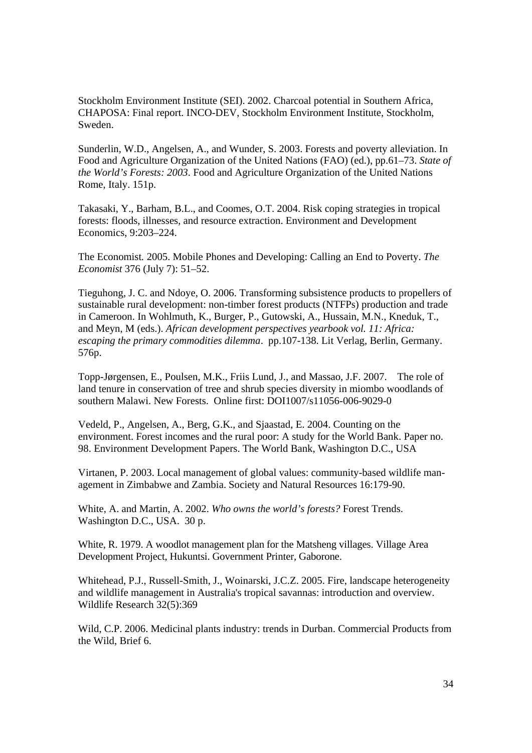Stockholm Environment Institute (SEI). 2002. Charcoal potential in Southern Africa, CHAPOSA: Final report. INCO-DEV, Stockholm Environment Institute, Stockholm, Sweden.

Sunderlin, W.D., Angelsen, A., and Wunder, S. 2003. Forests and poverty alleviation. In Food and Agriculture Organization of the United Nations (FAO) (ed.), pp.61–73. *State of the World's Forests: 2003*. Food and Agriculture Organization of the United Nations Rome, Italy. 151p.

Takasaki, Y., Barham, B.L., and Coomes, O.T. 2004. Risk coping strategies in tropical forests: floods, illnesses, and resource extraction. Environment and Development Economics, 9:203–224.

The Economist*.* 2005. Mobile Phones and Developing: Calling an End to Poverty. *The Economist* 376 (July 7): 51–52.

Tieguhong, J. C. and Ndoye, O. 2006. Transforming subsistence products to propellers of sustainable rural development: non-timber forest products (NTFPs) production and trade in Cameroon. In Wohlmuth, K., Burger, P., Gutowski, A., Hussain, M.N., Kneduk, T., and Meyn, M (eds.). *African development perspectives yearbook vol. 11: Africa: escaping the primary commodities dilemma*. pp.107-138. Lit Verlag, Berlin, Germany. 576p.

Topp-Jørgensen, E., Poulsen, M.K., Friis Lund, J., and Massao, J.F. 2007. The role of land tenure in conservation of tree and shrub species diversity in miombo woodlands of southern Malawi. New Forests. Online first: DOI1007/s11056-006-9029-0

Vedeld, P., Angelsen, A., Berg, G.K., and Sjaastad, E. 2004. Counting on the environment. Forest incomes and the rural poor: A study for the World Bank. Paper no. 98. Environment Development Papers. The World Bank, Washington D.C., USA

Virtanen, P. 2003. Local management of global values: community-based wildlife management in Zimbabwe and Zambia. Society and Natural Resources 16:179-90.

White, A. and Martin, A. 2002. *Who owns the world's forests?* Forest Trends. Washington D.C., USA. 30 p.

White, R. 1979. A woodlot management plan for the Matsheng villages. Village Area Development Project, Hukuntsi. Government Printer, Gaborone.

Whitehead, P.J., Russell-Smith, J., Woinarski, J.C.Z. 2005. Fire, landscape heterogeneity and wildlife management in Australia's tropical savannas: introduction and overview. Wildlife Research 32(5):369

Wild, C.P. 2006. Medicinal plants industry: trends in Durban. Commercial Products from the Wild, Brief 6.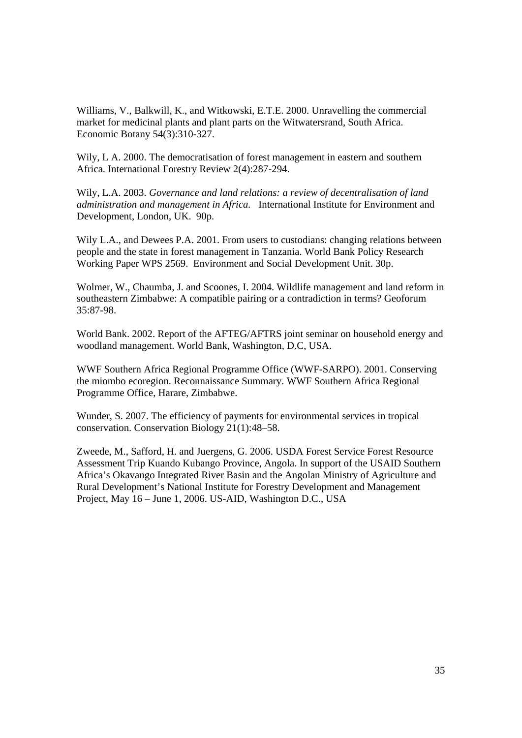Williams, V., Balkwill, K., and Witkowski, E.T.E. 2000. Unravelling the commercial market for medicinal plants and plant parts on the Witwatersrand, South Africa. Economic Botany 54(3):310-327.

Wily, L A. 2000. The democratisation of forest management in eastern and southern Africa. International Forestry Review 2(4):287-294.

Wily, L.A. 2003. *Governance and land relations: a review of decentralisation of land administration and management in Africa.* International Institute for Environment and Development, London, UK. 90p.

Wily L.A., and Dewees P.A. 2001. From users to custodians: changing relations between people and the state in forest management in Tanzania. World Bank Policy Research Working Paper WPS 2569. Environment and Social Development Unit. 30p.

Wolmer, W., Chaumba, J. and Scoones, I. 2004. Wildlife management and land reform in southeastern Zimbabwe: A compatible pairing or a contradiction in terms? Geoforum 35:87-98.

World Bank. 2002. Report of the AFTEG/AFTRS joint seminar on household energy and woodland management. World Bank, Washington, D.C, USA.

WWF Southern Africa Regional Programme Office (WWF-SARPO). 2001. Conserving the miombo ecoregion. Reconnaissance Summary. WWF Southern Africa Regional Programme Office, Harare, Zimbabwe.

Wunder, S. 2007. The efficiency of payments for environmental services in tropical conservation. Conservation Biology 21(1):48–58.

Zweede, M., Safford, H. and Juergens, G. 2006. USDA Forest Service Forest Resource Assessment Trip Kuando Kubango Province, Angola. In support of the USAID Southern Africa's Okavango Integrated River Basin and the Angolan Ministry of Agriculture and Rural Development's National Institute for Forestry Development and Management Project, May 16 – June 1, 2006. US-AID, Washington D.C., USA